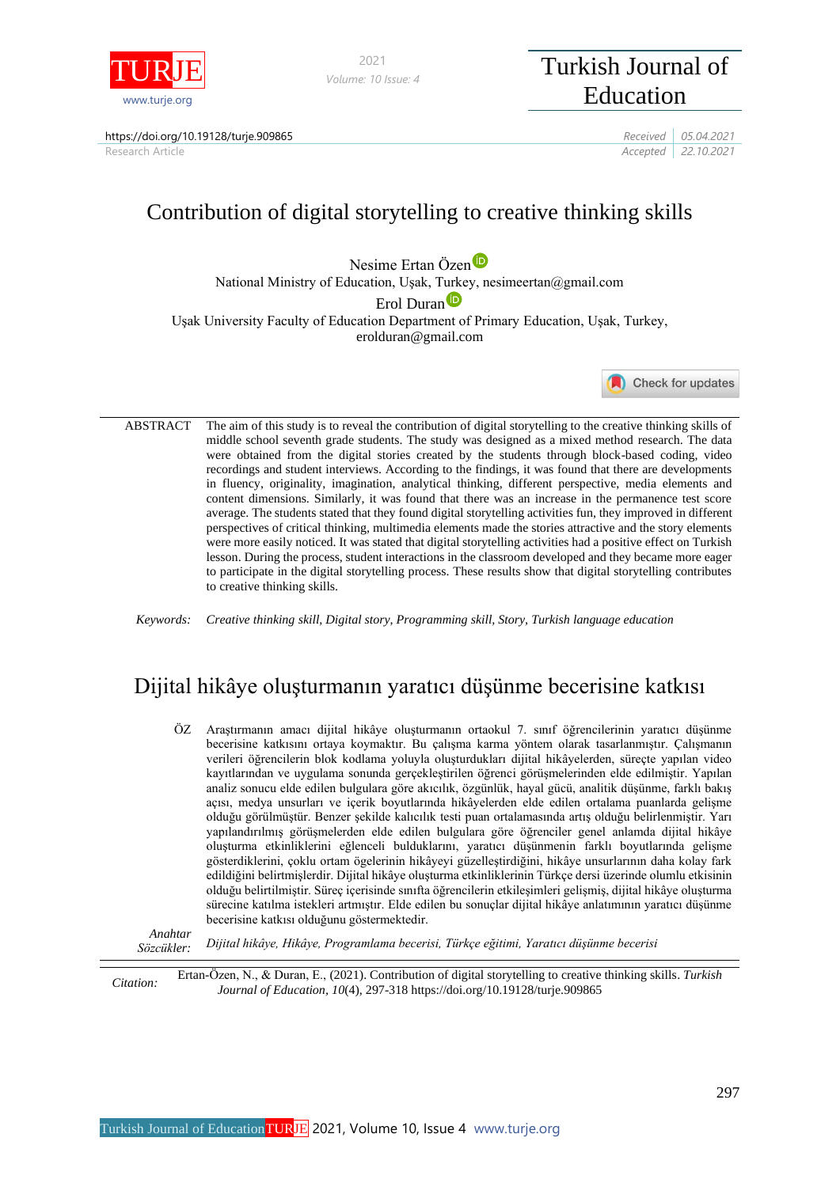https://doi.org/10.19128/turje.909865

Research Article

Received 05.04.2021
Accepted 22.10.2021

# Contribution of digital storytelling to creative thinking skills

Nesime Ertan Özen
National Ministry of Education, Uşak, Turkey, nesimeertan@gmail.com

Erol Duran
Uşak University Faculty of Education Department of Primary Education, Uşak, Turkey, erolduran@gmail.com

ABSTRACT The aim of this study is to reveal the contribution of digital storytelling to the creative thinking skills of middle school seventh grade students. The study was designed as a mixed method research. The data were obtained from the digital stories created by the students through block-based coding, video recordings and student interviews. According to the findings, it was found that there were developments in fluency, originality, imagination, analytical thinking, different perspective, media elements and content dimensions. Similarly, it was found that there was an increase in the permanence test score average. The students stated that they found digital storytelling activities fun, they improved in different perspectives of critical thinking, multimedia elements made the stories attractive and the story elements were more easily noticed. It was stated that digital storytelling activities had a positive effect on Turkish lesson. During the process, student interactions in the classroom developed and they became more eager to participate in the digital storytelling process. These results show that digital storytelling contributes to creative thinking skills.

*Keywords: Creative thinking skill, Digital story, Programming skill, Story, Turkish language education*

# Dijital hikâye oluşturmanın yaratıcı düşünme becerisine katkısı

ÖZ Araştırmanın amacı dijital hikâye oluşturmanın ortaokul 7. sınıf öğrencilerinin yaratıcı düşünme becerisine katkısını ortaya koymaktır. Bu çalışma karma yöntem olarak tasarlanmıştır. Çalışmanın verileri öğrencilerin blok kodlama yoluyla oluşturdukları dijital hikâyelerden, süreçte yapılan video kayıtlarından ve uygulama sonunda gerçekleştirilen öğrenci görüşmelerinden elde edilmiştir. Yapılan analiz sonucu elde edilen bulgulara göre akıcılık, özgünlük, hayal gücü, analitik düşünme, farklı bakış açısı, medya unsurları ve içerik boyutlarında elde edilen ortalama puanlarda gelişme olduğu görülmüştür. Benzer şekilde kalıcılık testi puan ortalamasında artış olduğu belirlenmiştir. Yarı yapılandırılmış görüşmelerden elde edilen bulgulara göre öğrenciler genel anlamda dijital hikâye oluşturma etkinliklerini eğlenceli bulduklarını, yaratıcı düşünmenin farklı boyutlarında gelişme gösterdiklerini, çoklu ortam ögelerinin hikâyeyi güzelleştirdiğini, hikâye unsurlarının daha kolay fark edildiğini belirtmişlerdir. Dijital hikâye oluşturma etkinliklerinin Türkçe dersi üzerinde olumlu etkisinin olduğu belirtilmiştir. Süreç içerisinde sınıfta öğrencilerin etkileşimleri gelişmiş, dijital hikâye oluşturma sürecine katılma istekleri artmıştır. Elde edilen bu sonuçlar dijital hikâye anlatımının yaratıcı düşünme becerisine katkısı olduğunu göstermektedir.

*Anahtar Sözcükler: Dijital hikâye, Hikâye, Programlama becerisi, Türkçe eğitimi, Yaratıcı düşünme becerisi*

*Citation:* Ertan-Özen, N., & Duran, E., (2021). Contribution of digital storytelling to creative thinking skills. *Turkish Journal of Education, 10*(4), 297-318 https://doi.org/10.19128/turje.909865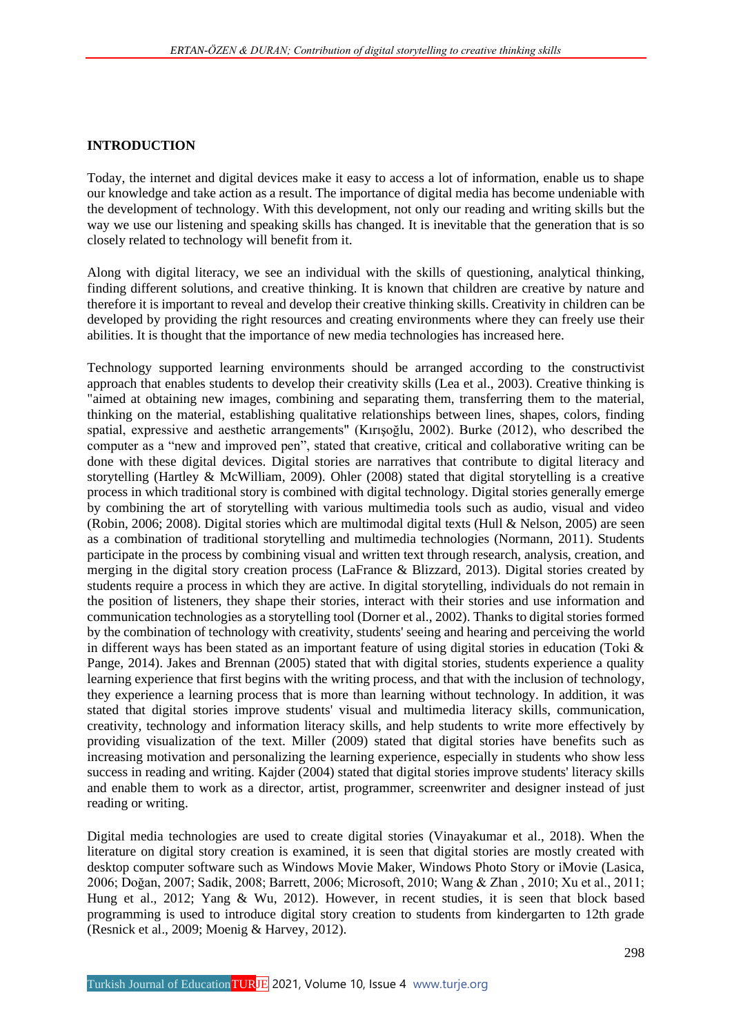## INTRODUCTION

Today, the internet and digital devices make it easy to access a lot of information, enable us to shape our knowledge and take action as a result. The importance of digital media has become undeniable with the development of technology. With this development, not only our reading and writing skills but the way we use our listening and speaking skills has changed. It is inevitable that the generation that is so closely related to technology will benefit from it.

Along with digital literacy, we see an individual with the skills of questioning, analytical thinking, finding different solutions, and creative thinking. It is known that children are creative by nature and therefore it is important to reveal and develop their creative thinking skills. Creativity in children can be developed by providing the right resources and creating environments where they can freely use their abilities. It is thought that the importance of new media technologies has increased here.

Technology supported learning environments should be arranged according to the constructivist approach that enables students to develop their creativity skills (Lea et al., 2003). Creative thinking is "aimed at obtaining new images, combining and separating them, transferring them to the material, thinking on the material, establishing qualitative relationships between lines, shapes, colors, finding spatial, expressive and aesthetic arrangements" (Kırışoğlu, 2002). Burke (2012), who described the computer as a "new and improved pen", stated that creative, critical and collaborative writing can be done with these digital devices. Digital stories are narratives that contribute to digital literacy and storytelling (Hartley & McWilliam, 2009). Ohler (2008) stated that digital storytelling is a creative process in which traditional story is combined with digital technology. Digital stories generally emerge by combining the art of storytelling with various multimedia tools such as audio, visual and video (Robin, 2006; 2008). Digital stories which are multimodal digital texts (Hull & Nelson, 2005) are seen as a combination of traditional storytelling and multimedia technologies (Normann, 2011). Students participate in the process by combining visual and written text through research, analysis, creation, and merging in the digital story creation process (LaFrance & Blizzard, 2013). Digital stories created by students require a process in which they are active. In digital storytelling, individuals do not remain in the position of listeners, they shape their stories, interact with their stories and use information and communication technologies as a storytelling tool (Dorner et al., 2002). Thanks to digital stories formed by the combination of technology with creativity, students' seeing and hearing and perceiving the world in different ways has been stated as an important feature of using digital stories in education (Toki & Pange, 2014). Jakes and Brennan (2005) stated that with digital stories, students experience a quality learning experience that first begins with the writing process, and that with the inclusion of technology, they experience a learning process that is more than learning without technology. In addition, it was stated that digital stories improve students' visual and multimedia literacy skills, communication, creativity, technology and information literacy skills, and help students to write more effectively by providing visualization of the text. Miller (2009) stated that digital stories have benefits such as increasing motivation and personalizing the learning experience, especially in students who show less success in reading and writing. Kajder (2004) stated that digital stories improve students' literacy skills and enable them to work as a director, artist, programmer, screenwriter and designer instead of just reading or writing.

Digital media technologies are used to create digital stories (Vinayakumar et al., 2018). When the literature on digital story creation is examined, it is seen that digital stories are mostly created with desktop computer software such as Windows Movie Maker, Windows Photo Story or iMovie (Lasica, 2006; Doğan, 2007; Sadik, 2008; Barrett, 2006; Microsoft, 2010; Wang & Zhan , 2010; Xu et al., 2011; Hung et al., 2012; Yang & Wu, 2012). However, in recent studies, it is seen that block based programming is used to introduce digital story creation to students from kindergarten to 12th grade (Resnick et al., 2009; Moenig & Harvey, 2012).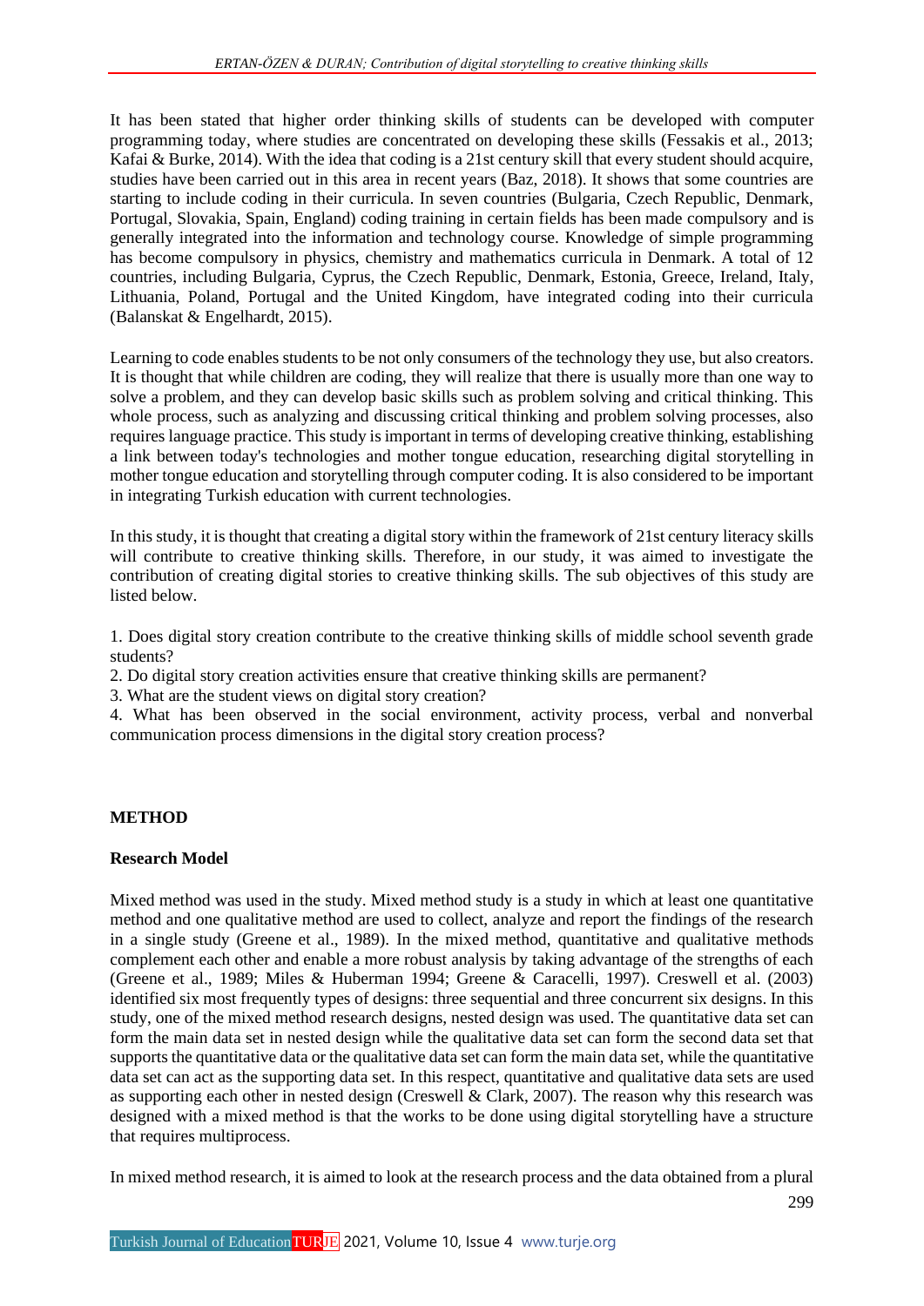It has been stated that higher order thinking skills of students can be developed with computer programming today, where studies are concentrated on developing these skills (Fessakis et al., 2013; Kafai & Burke, 2014). With the idea that coding is a 21st century skill that every student should acquire, studies have been carried out in this area in recent years (Baz, 2018). It shows that some countries are starting to include coding in their curricula. In seven countries (Bulgaria, Czech Republic, Denmark, Portugal, Slovakia, Spain, England) coding training in certain fields has been made compulsory and is generally integrated into the information and technology course. Knowledge of simple programming has become compulsory in physics, chemistry and mathematics curricula in Denmark. A total of 12 countries, including Bulgaria, Cyprus, the Czech Republic, Denmark, Estonia, Greece, Ireland, Italy, Lithuania, Poland, Portugal and the United Kingdom, have integrated coding into their curricula (Balanskat & Engelhardt, 2015).

Learning to code enables students to be not only consumers of the technology they use, but also creators. It is thought that while children are coding, they will realize that there is usually more than one way to solve a problem, and they can develop basic skills such as problem solving and critical thinking. This whole process, such as analyzing and discussing critical thinking and problem solving processes, also requires language practice. This study is important in terms of developing creative thinking, establishing a link between today's technologies and mother tongue education, researching digital storytelling in mother tongue education and storytelling through computer coding. It is also considered to be important in integrating Turkish education with current technologies.

In this study, it is thought that creating a digital story within the framework of 21st century literacy skills will contribute to creative thinking skills. Therefore, in our study, it was aimed to investigate the contribution of creating digital stories to creative thinking skills. The sub objectives of this study are listed below.

1. Does digital story creation contribute to the creative thinking skills of middle school seventh grade students?
2. Do digital story creation activities ensure that creative thinking skills are permanent?
3. What are the student views on digital story creation?
4. What has been observed in the social environment, activity process, verbal and nonverbal communication process dimensions in the digital story creation process?

## METHOD

### Research Model

Mixed method was used in the study. Mixed method study is a study in which at least one quantitative method and one qualitative method are used to collect, analyze and report the findings of the research in a single study (Greene et al., 1989). In the mixed method, quantitative and qualitative methods complement each other and enable a more robust analysis by taking advantage of the strengths of each (Greene et al., 1989; Miles & Huberman 1994; Greene & Caracelli, 1997). Creswell et al. (2003) identified six most frequently types of designs: three sequential and three concurrent six designs. In this study, one of the mixed method research designs, nested design was used. The quantitative data set can form the main data set in nested design while the qualitative data set can form the second data set that supports the quantitative data or the qualitative data set can form the main data set, while the quantitative data set can act as the supporting data set. In this respect, quantitative and qualitative data sets are used as supporting each other in nested design (Creswell & Clark, 2007). The reason why this research was designed with a mixed method is that the works to be done using digital storytelling have a structure that requires multiprocess.

In mixed method research, it is aimed to look at the research process and the data obtained from a plural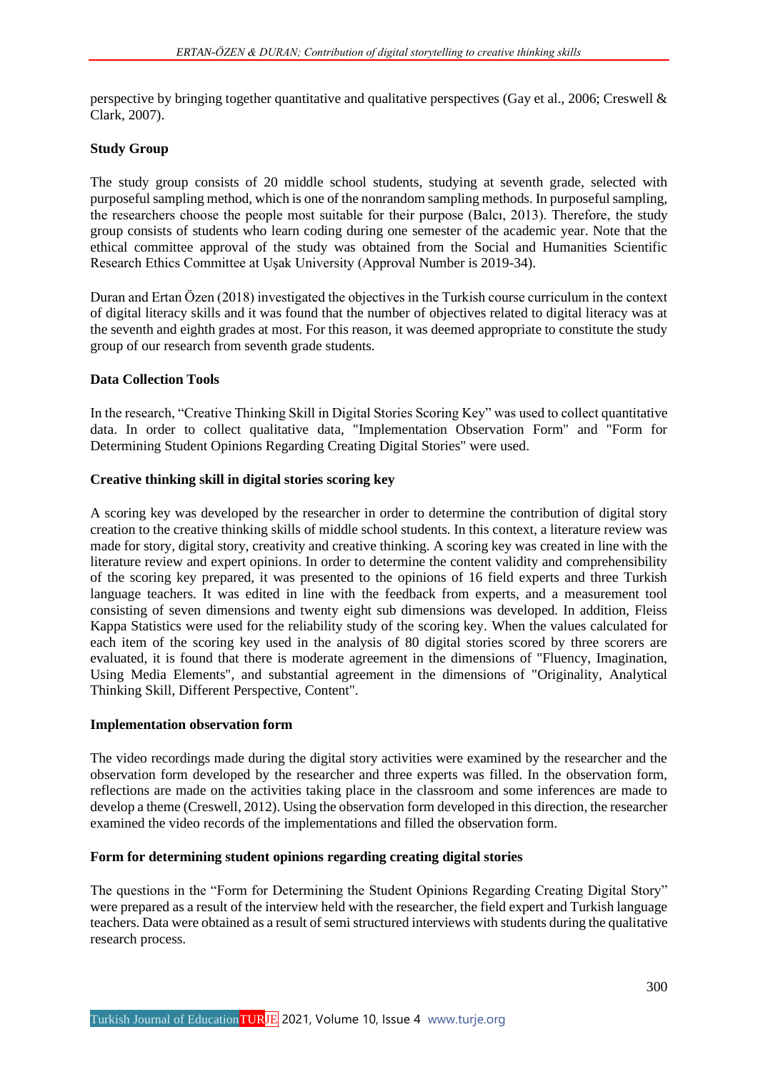perspective by bringing together quantitative and qualitative perspectives (Gay et al., 2006; Creswell & Clark, 2007).

### Study Group

The study group consists of 20 middle school students, studying at seventh grade, selected with purposeful sampling method, which is one of the nonrandom sampling methods. In purposeful sampling, the researchers choose the people most suitable for their purpose (Balcı, 2013). Therefore, the study group consists of students who learn coding during one semester of the academic year. Note that the ethical committee approval of the study was obtained from the Social and Humanities Scientific Research Ethics Committee at Uşak University (Approval Number is 2019-34).

Duran and Ertan Özen (2018) investigated the objectives in the Turkish course curriculum in the context of digital literacy skills and it was found that the number of objectives related to digital literacy was at the seventh and eighth grades at most. For this reason, it was deemed appropriate to constitute the study group of our research from seventh grade students.

### Data Collection Tools

In the research, "Creative Thinking Skill in Digital Stories Scoring Key" was used to collect quantitative data. In order to collect qualitative data, "Implementation Observation Form" and "Form for Determining Student Opinions Regarding Creating Digital Stories" were used.

#### Creative thinking skill in digital stories scoring key

A scoring key was developed by the researcher in order to determine the contribution of digital story creation to the creative thinking skills of middle school students. In this context, a literature review was made for story, digital story, creativity and creative thinking. A scoring key was created in line with the literature review and expert opinions. In order to determine the content validity and comprehensibility of the scoring key prepared, it was presented to the opinions of 16 field experts and three Turkish language teachers. It was edited in line with the feedback from experts, and a measurement tool consisting of seven dimensions and twenty eight sub dimensions was developed. In addition, Fleiss Kappa Statistics were used for the reliability study of the scoring key. When the values calculated for each item of the scoring key used in the analysis of 80 digital stories scored by three scorers are evaluated, it is found that there is moderate agreement in the dimensions of "Fluency, Imagination, Using Media Elements", and substantial agreement in the dimensions of "Originality, Analytical Thinking Skill, Different Perspective, Content".

#### Implementation observation form

The video recordings made during the digital story activities were examined by the researcher and the observation form developed by the researcher and three experts was filled. In the observation form, reflections are made on the activities taking place in the classroom and some inferences are made to develop a theme (Creswell, 2012). Using the observation form developed in this direction, the researcher examined the video records of the implementations and filled the observation form.

#### Form for determining student opinions regarding creating digital stories

The questions in the "Form for Determining the Student Opinions Regarding Creating Digital Story" were prepared as a result of the interview held with the researcher, the field expert and Turkish language teachers. Data were obtained as a result of semi structured interviews with students during the qualitative research process.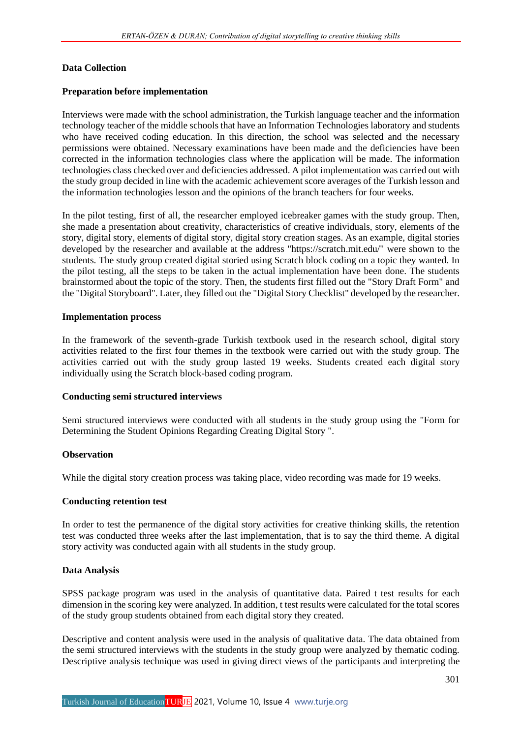## Data Collection

### Preparation before implementation

Interviews were made with the school administration, the Turkish language teacher and the information technology teacher of the middle schools that have an Information Technologies laboratory and students who have received coding education. In this direction, the school was selected and the necessary permissions were obtained. Necessary examinations have been made and the deficiencies have been corrected in the information technologies class where the application will be made. The information technologies class checked over and deficiencies addressed. A pilot implementation was carried out with the study group decided in line with the academic achievement score averages of the Turkish lesson and the information technologies lesson and the opinions of the branch teachers for four weeks.

In the pilot testing, first of all, the researcher employed icebreaker games with the study group. Then, she made a presentation about creativity, characteristics of creative individuals, story, elements of the story, digital story, elements of digital story, digital story creation stages. As an example, digital stories developed by the researcher and available at the address "https://scratch.mit.edu/" were shown to the students. The study group created digital storied using Scratch block coding on a topic they wanted. In the pilot testing, all the steps to be taken in the actual implementation have been done. The students brainstormed about the topic of the story. Then, the students first filled out the "Story Draft Form" and the "Digital Storyboard". Later, they filled out the "Digital Story Checklist" developed by the researcher.

### Implementation process

In the framework of the seventh-grade Turkish textbook used in the research school, digital story activities related to the first four themes in the textbook were carried out with the study group. The activities carried out with the study group lasted 19 weeks. Students created each digital story individually using the Scratch block-based coding program.

### Conducting semi structured interviews

Semi structured interviews were conducted with all students in the study group using the "Form for Determining the Student Opinions Regarding Creating Digital Story ".

### Observation

While the digital story creation process was taking place, video recording was made for 19 weeks.

### Conducting retention test

In order to test the permanence of the digital story activities for creative thinking skills, the retention test was conducted three weeks after the last implementation, that is to say the third theme. A digital story activity was conducted again with all students in the study group.

## Data Analysis

SPSS package program was used in the analysis of quantitative data. Paired t test results for each dimension in the scoring key were analyzed. In addition, t test results were calculated for the total scores of the study group students obtained from each digital story they created.

Descriptive and content analysis were used in the analysis of qualitative data. The data obtained from the semi structured interviews with the students in the study group were analyzed by thematic coding. Descriptive analysis technique was used in giving direct views of the participants and interpreting the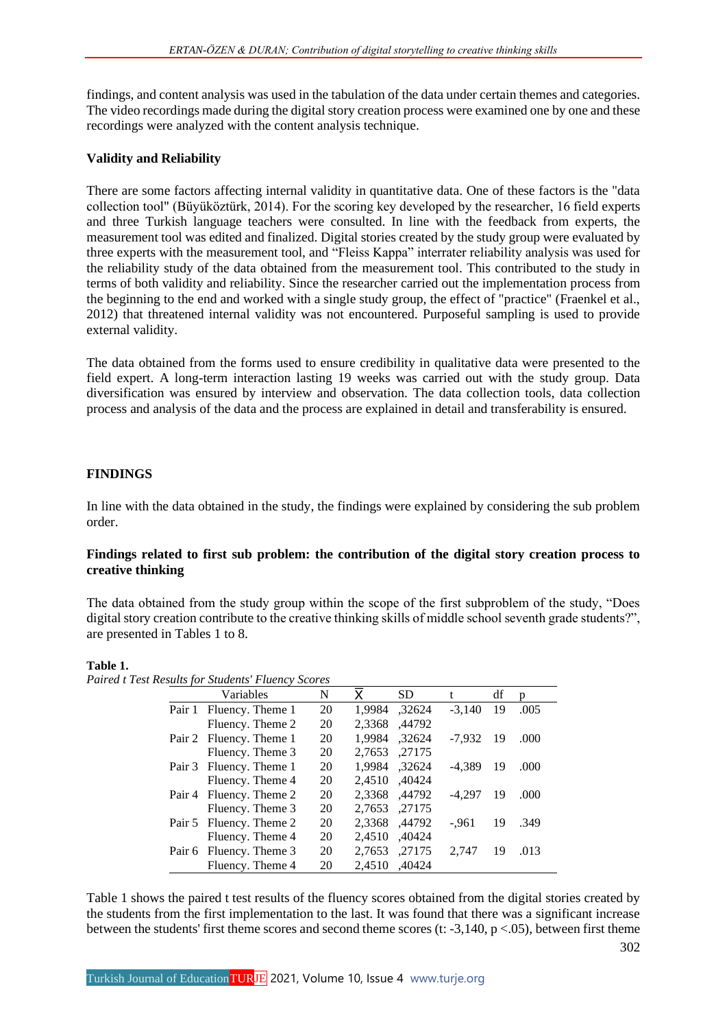findings, and content analysis was used in the tabulation of the data under certain themes and categories. The video recordings made during the digital story creation process were examined one by one and these recordings were analyzed with the content analysis technique.

### Validity and Reliability

There are some factors affecting internal validity in quantitative data. One of these factors is the "data collection tool" (Büyüköztürk, 2014). For the scoring key developed by the researcher, 16 field experts and three Turkish language teachers were consulted. In line with the feedback from experts, the measurement tool was edited and finalized. Digital stories created by the study group were evaluated by three experts with the measurement tool, and "Fleiss Kappa" interrater reliability analysis was used for the reliability study of the data obtained from the measurement tool. This contributed to the study in terms of both validity and reliability. Since the researcher carried out the implementation process from the beginning to the end and worked with a single study group, the effect of "practice" (Fraenkel et al., 2012) that threatened internal validity was not encountered. Purposeful sampling is used to provide external validity.

The data obtained from the forms used to ensure credibility in qualitative data were presented to the field expert. A long-term interaction lasting 19 weeks was carried out with the study group. Data diversification was ensured by interview and observation. The data collection tools, data collection process and analysis of the data and the process are explained in detail and transferability is ensured.

## FINDINGS

In line with the data obtained in the study, the findings were explained by considering the sub problem order.

### Findings related to first sub problem: the contribution of the digital story creation process to creative thinking

The data obtained from the study group within the scope of the first subproblem of the study, "Does digital story creation contribute to the creative thinking skills of middle school seventh grade students?", are presented in Tables 1 to 8.

**Table 1.**
*Paired t Test Results for Students' Fluency Scores*

| | Variables | N | $\bar{X}$ | SD | t | df | p |
|---|---|---|---|---|---|---|---|
| Pair 1 | Fluency. Theme 1 | 20 | 1,9984 | ,32624 | -3,140 | 19 | .005 |
| | Fluency. Theme 2 | 20 | 2,3368 | ,44792 | | | |
| Pair 2 | Fluency. Theme 1 | 20 | 1,9984 | ,32624 | -7,932 | 19 | .000 |
| | Fluency. Theme 3 | 20 | 2,7653 | ,27175 | | | |
| Pair 3 | Fluency. Theme 1 | 20 | 1,9984 | ,32624 | -4,389 | 19 | .000 |
| | Fluency. Theme 4 | 20 | 2,4510 | ,40424 | | | |
| Pair 4 | Fluency. Theme 2 | 20 | 2,3368 | ,44792 | -4,297 | 19 | .000 |
| | Fluency. Theme 3 | 20 | 2,7653 | ,27175 | | | |
| Pair 5 | Fluency. Theme 2 | 20 | 2,3368 | ,44792 | -,961 | 19 | .349 |
| | Fluency. Theme 4 | 20 | 2,4510 | ,40424 | | | |
| Pair 6 | Fluency. Theme 3 | 20 | 2,7653 | ,27175 | 2,747 | 19 | .013 |
| | Fluency. Theme 4 | 20 | 2,4510 | ,40424 | | | |

Table 1 shows the paired t test results of the fluency scores obtained from the digital stories created by the students from the first implementation to the last. It was found that there was a significant increase between the students' first theme scores and second theme scores (t: -3,140, p <.05), between first theme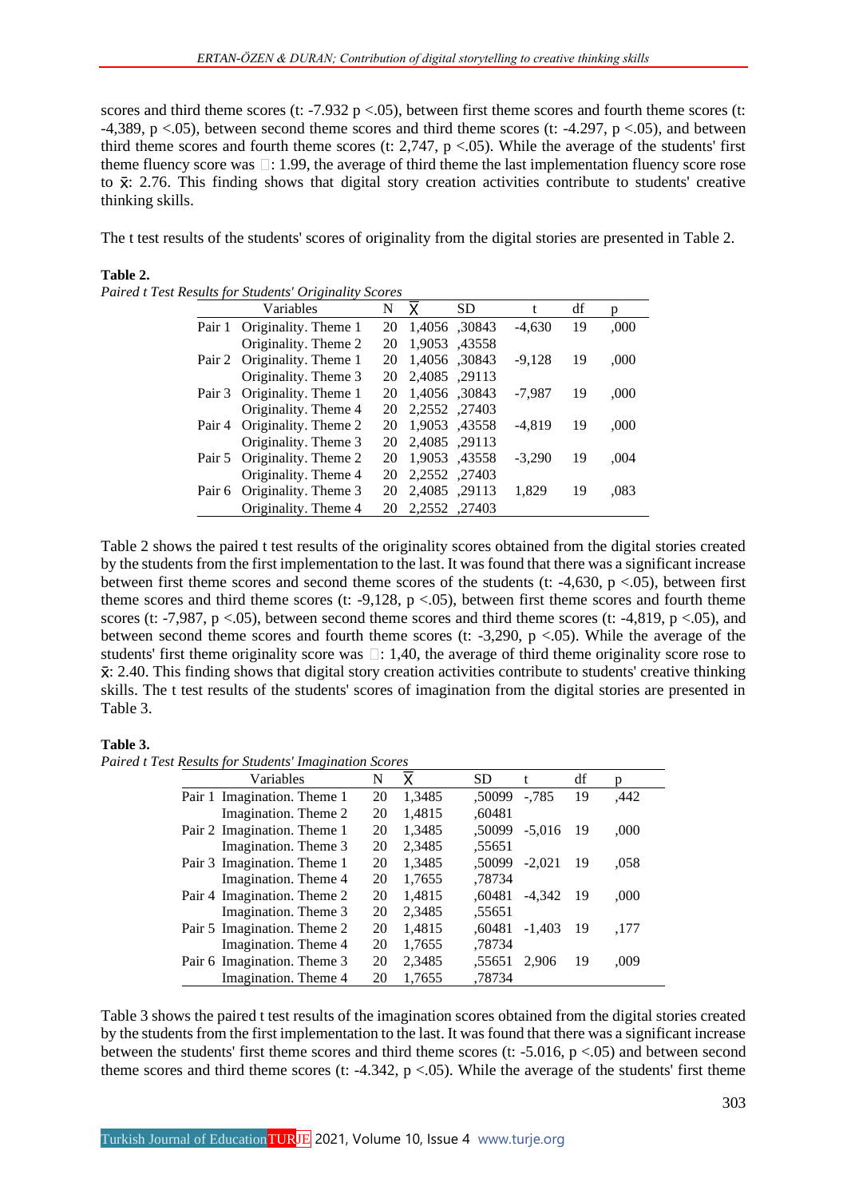scores and third theme scores (t: -7.932 p <.05), between first theme scores and fourth theme scores (t: -4,389, p <.05), between second theme scores and third theme scores (t: -4.297, p <.05), and between third theme scores and fourth theme scores (t: 2,747, p <.05). While the average of the students' first theme fluency score was : 1.99, the average of third theme the last implementation fluency score rose to x̄: 2.76. This finding shows that digital story creation activities contribute to students' creative thinking skills.

The t test results of the students' scores of originality from the digital stories are presented in Table 2.

**Table 2.**
*Paired t Test Results for Students' Originality Scores*

| | Variables | N | X̄ | SD | t | df | p |
|---|---|---|---|---|---|---|---|
| Pair 1 | Originality. Theme 1 | 20 | 1,4056 | ,30843 | -4,630 | 19 | ,000 |
| | Originality. Theme 2 | 20 | 1,9053 | ,43558 | | | |
| Pair 2 | Originality. Theme 1 | 20 | 1,4056 | ,30843 | -9,128 | 19 | ,000 |
| | Originality. Theme 3 | 20 | 2,4085 | ,29113 | | | |
| Pair 3 | Originality. Theme 1 | 20 | 1,4056 | ,30843 | -7,987 | 19 | ,000 |
| | Originality. Theme 4 | 20 | 2,2552 | ,27403 | | | |
| Pair 4 | Originality. Theme 2 | 20 | 1,9053 | ,43558 | -4,819 | 19 | ,000 |
| | Originality. Theme 3 | 20 | 2,4085 | ,29113 | | | |
| Pair 5 | Originality. Theme 2 | 20 | 1,9053 | ,43558 | -3,290 | 19 | ,004 |
| | Originality. Theme 4 | 20 | 2,2552 | ,27403 | | | |
| Pair 6 | Originality. Theme 3 | 20 | 2,4085 | ,29113 | 1,829 | 19 | ,083 |
| | Originality. Theme 4 | 20 | 2,2552 | ,27403 | | | |

Table 2 shows the paired t test results of the originality scores obtained from the digital stories created by the students from the first implementation to the last. It was found that there was a significant increase between first theme scores and second theme scores of the students (t: -4,630, p <.05), between first theme scores and third theme scores (t: -9,128, p <.05), between first theme scores and fourth theme scores (t: -7,987, p <.05), between second theme scores and third theme scores (t: -4,819, p <.05), and between second theme scores and fourth theme scores (t: -3,290, p <.05). While the average of the students' first theme originality score was : 1,40, the average of third theme originality score rose to x̄: 2.40. This finding shows that digital story creation activities contribute to students' creative thinking skills. The t test results of the students' scores of imagination from the digital stories are presented in Table 3.

**Table 3.**
*Paired t Test Results for Students' Imagination Scores*

| | Variables | N | X̄ | SD | t | df | p |
|---|---|---|---|---|---|---|---|
| Pair 1 | Imagination. Theme 1 | 20 | 1,3485 | ,50099 | -,785 | 19 | ,442 |
| | Imagination. Theme 2 | 20 | 1,4815 | ,60481 | | | |
| Pair 2 | Imagination. Theme 1 | 20 | 1,3485 | ,50099 | -5,016 | 19 | ,000 |
| | Imagination. Theme 3 | 20 | 2,3485 | ,55651 | | | |
| Pair 3 | Imagination. Theme 1 | 20 | 1,3485 | ,50099 | -2,021 | 19 | ,058 |
| | Imagination. Theme 4 | 20 | 1,7655 | ,78734 | | | |
| Pair 4 | Imagination. Theme 2 | 20 | 1,4815 | ,60481 | -4,342 | 19 | ,000 |
| | Imagination. Theme 3 | 20 | 2,3485 | ,55651 | | | |
| Pair 5 | Imagination. Theme 2 | 20 | 1,4815 | ,60481 | -1,403 | 19 | ,177 |
| | Imagination. Theme 4 | 20 | 1,7655 | ,78734 | | | |
| Pair 6 | Imagination. Theme 3 | 20 | 2,3485 | ,55651 | 2,906 | 19 | ,009 |
| | Imagination. Theme 4 | 20 | 1,7655 | ,78734 | | | |

Table 3 shows the paired t test results of the imagination scores obtained from the digital stories created by the students from the first implementation to the last. It was found that there was a significant increase between the students' first theme scores and third theme scores (t: -5.016, p <.05) and between second theme scores and third theme scores (t: -4.342, p <.05). While the average of the students' first theme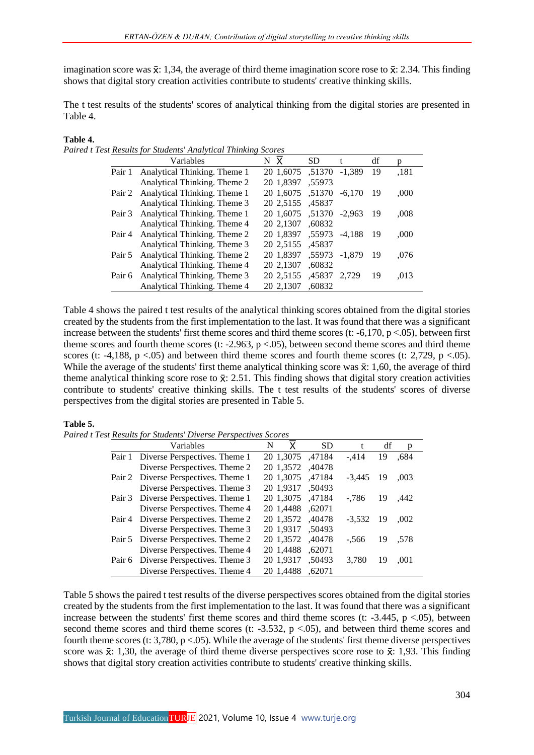imagination score was x̄: 1,34, the average of third theme imagination score rose to x̄: 2.34. This finding shows that digital story creation activities contribute to students' creative thinking skills.

The t test results of the students' scores of analytical thinking from the digital stories are presented in Table 4.

**Table 4.**

*Paired t Test Results for Students' Analytical Thinking Scores*

| | Variables | N | X̄ | SD | t | df | p |
|---|---|---|---|---|---|---|---|
| Pair 1 | Analytical Thinking. Theme 1 | 20 | 1,6075 | ,51370 | -1,389 | 19 | ,181 |
| | Analytical Thinking. Theme 2 | 20 | 1,8397 | ,55973 | | | |
| Pair 2 | Analytical Thinking. Theme 1 | 20 | 1,6075 | ,51370 | -6,170 | 19 | ,000 |
| | Analytical Thinking. Theme 3 | 20 | 2,5155 | ,45837 | | | |
| Pair 3 | Analytical Thinking. Theme 1 | 20 | 1,6075 | ,51370 | -2,963 | 19 | ,008 |
| | Analytical Thinking. Theme 4 | 20 | 2,1307 | ,60832 | | | |
| Pair 4 | Analytical Thinking. Theme 2 | 20 | 1,8397 | ,55973 | -4,188 | 19 | ,000 |
| | Analytical Thinking. Theme 3 | 20 | 2,5155 | ,45837 | | | |
| Pair 5 | Analytical Thinking. Theme 2 | 20 | 1,8397 | ,55973 | -1,879 | 19 | ,076 |
| | Analytical Thinking. Theme 4 | 20 | 2,1307 | ,60832 | | | |
| Pair 6 | Analytical Thinking. Theme 3 | 20 | 2,5155 | ,45837 | 2,729 | 19 | ,013 |
| | Analytical Thinking. Theme 4 | 20 | 2,1307 | ,60832 | | | |

Table 4 shows the paired t test results of the analytical thinking scores obtained from the digital stories created by the students from the first implementation to the last. It was found that there was a significant increase between the students' first theme scores and third theme scores (t: -6,170, p <.05), between first theme scores and fourth theme scores (t: -2.963, p <.05), between second theme scores and third theme scores (t: -4,188, p <.05) and between third theme scores and fourth theme scores (t: 2,729, p <.05). While the average of the students' first theme analytical thinking score was x̄: 1,60, the average of third theme analytical thinking score rose to x̄: 2.51. This finding shows that digital story creation activities contribute to students' creative thinking skills. The t test results of the students' scores of diverse perspectives from the digital stories are presented in Table 5.

**Table 5.**

*Paired t Test Results for Students' Diverse Perspectives Scores*

| | Variables | N | X̄ | SD | t | df | p |
|---|---|---|---|---|---|---|---|
| Pair 1 | Diverse Perspectives. Theme 1 | 20 | 1,3075 | ,47184 | -,414 | 19 | ,684 |
| | Diverse Perspectives. Theme 2 | 20 | 1,3572 | ,40478 | | | |
| Pair 2 | Diverse Perspectives. Theme 1 | 20 | 1,3075 | ,47184 | -3,445 | 19 | ,003 |
| | Diverse Perspectives. Theme 3 | 20 | 1,9317 | ,50493 | | | |
| Pair 3 | Diverse Perspectives. Theme 1 | 20 | 1,3075 | ,47184 | -,786 | 19 | ,442 |
| | Diverse Perspectives. Theme 4 | 20 | 1,4488 | ,62071 | | | |
| Pair 4 | Diverse Perspectives. Theme 2 | 20 | 1,3572 | ,40478 | -3,532 | 19 | ,002 |
| | Diverse Perspectives. Theme 3 | 20 | 1,9317 | ,50493 | | | |
| Pair 5 | Diverse Perspectives. Theme 2 | 20 | 1,3572 | ,40478 | -,566 | 19 | ,578 |
| | Diverse Perspectives. Theme 4 | 20 | 1,4488 | ,62071 | | | |
| Pair 6 | Diverse Perspectives. Theme 3 | 20 | 1,9317 | ,50493 | 3,780 | 19 | ,001 |
| | Diverse Perspectives. Theme 4 | 20 | 1,4488 | ,62071 | | | |

Table 5 shows the paired t test results of the diverse perspectives scores obtained from the digital stories created by the students from the first implementation to the last. It was found that there was a significant increase between the students' first theme scores and third theme scores (t: -3.445, p <.05), between second theme scores and third theme scores (t: -3.532, p <.05), and between third theme scores and fourth theme scores (t: 3,780, p <.05). While the average of the students' first theme diverse perspectives score was x̄: 1,30, the average of third theme diverse perspectives score rose to x̄: 1,93. This finding shows that digital story creation activities contribute to students' creative thinking skills.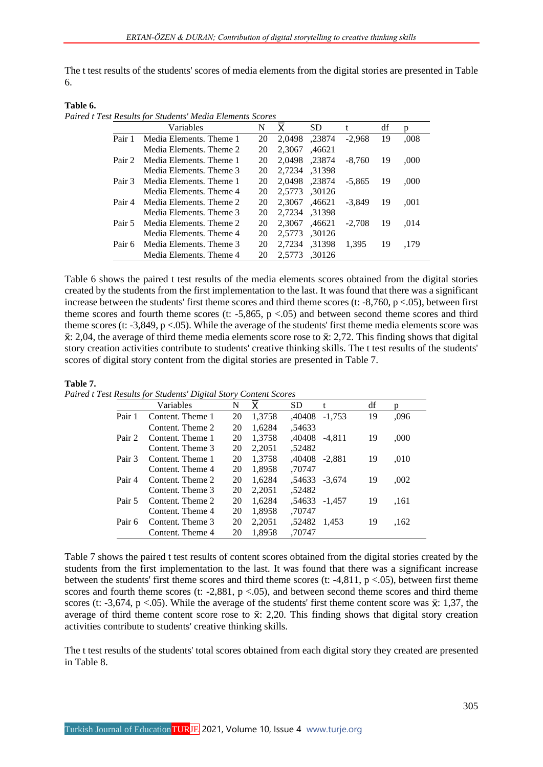The t test results of the students' scores of media elements from the digital stories are presented in Table 6.

**Table 6.**

*Paired t Test Results for Students' Media Elements Scores*

| | Variables | N | X̅ | SD | t | df | p |
|---|---|---|---|---|---|---|---|
| Pair 1 | Media Elements. Theme 1 | 20 | 2,0498 | ,23874 | -2,968 | 19 | ,008 |
| | Media Elements. Theme 2 | 20 | 2,3067 | ,46621 | | | |
| Pair 2 | Media Elements. Theme 1 | 20 | 2,0498 | ,23874 | -8,760 | 19 | ,000 |
| | Media Elements. Theme 3 | 20 | 2,7234 | ,31398 | | | |
| Pair 3 | Media Elements. Theme 1 | 20 | 2,0498 | ,23874 | -5,865 | 19 | ,000 |
| | Media Elements. Theme 4 | 20 | 2,5773 | ,30126 | | | |
| Pair 4 | Media Elements. Theme 2 | 20 | 2,3067 | ,46621 | -3,849 | 19 | ,001 |
| | Media Elements. Theme 3 | 20 | 2,7234 | ,31398 | | | |
| Pair 5 | Media Elements. Theme 2 | 20 | 2,3067 | ,46621 | -2,708 | 19 | ,014 |
| | Media Elements. Theme 4 | 20 | 2,5773 | ,30126 | | | |
| Pair 6 | Media Elements. Theme 3 | 20 | 2,7234 | ,31398 | 1,395 | 19 | ,179 |
| | Media Elements. Theme 4 | 20 | 2,5773 | ,30126 | | | |

Table 6 shows the paired t test results of the media elements scores obtained from the digital stories created by the students from the first implementation to the last. It was found that there was a significant increase between the students' first theme scores and third theme scores (t: -8,760, p <.05), between first theme scores and fourth theme scores (t: -5,865, p <.05) and between second theme scores and third theme scores (t: -3,849, p <.05). While the average of the students' first theme media elements score was $\bar{x}$: 2,04, the average of third theme media elements score rose to $\bar{x}$: 2,72. This finding shows that digital story creation activities contribute to students' creative thinking skills. The t test results of the students' scores of digital story content from the digital stories are presented in Table 7.

**Table 7.**

*Paired t Test Results for Students' Digital Story Content Scores*

| | Variables | N | X̅ | SD | t | df | p |
|---|---|---|---|---|---|---|---|
| Pair 1 | Content. Theme 1 | 20 | 1,3758 | ,40408 | -1,753 | 19 | ,096 |
| | Content. Theme 2 | 20 | 1,6284 | ,54633 | | | |
| Pair 2 | Content. Theme 1 | 20 | 1,3758 | ,40408 | -4,811 | 19 | ,000 |
| | Content. Theme 3 | 20 | 2,2051 | ,52482 | | | |
| Pair 3 | Content. Theme 1 | 20 | 1,3758 | ,40408 | -2,881 | 19 | ,010 |
| | Content. Theme 4 | 20 | 1,8958 | ,70747 | | | |
| Pair 4 | Content. Theme 2 | 20 | 1,6284 | ,54633 | -3,674 | 19 | ,002 |
| | Content. Theme 3 | 20 | 2,2051 | ,52482 | | | |
| Pair 5 | Content. Theme 2 | 20 | 1,6284 | ,54633 | -1,457 | 19 | ,161 |
| | Content. Theme 4 | 20 | 1,8958 | ,70747 | | | |
| Pair 6 | Content. Theme 3 | 20 | 2,2051 | ,52482 | 1,453 | 19 | ,162 |
| | Content. Theme 4 | 20 | 1,8958 | ,70747 | | | |

Table 7 shows the paired t test results of content scores obtained from the digital stories created by the students from the first implementation to the last. It was found that there was a significant increase between the students' first theme scores and third theme scores (t: -4,811, p <.05), between first theme scores and fourth theme scores (t: -2,881, p <.05), and between second theme scores and third theme scores (t: -3,674, p <.05). While the average of the students' first theme content score was $\bar{x}$: 1,37, the average of third theme content score rose to $\bar{x}$: 2,20. This finding shows that digital story creation activities contribute to students' creative thinking skills.

The t test results of the students' total scores obtained from each digital story they created are presented in Table 8.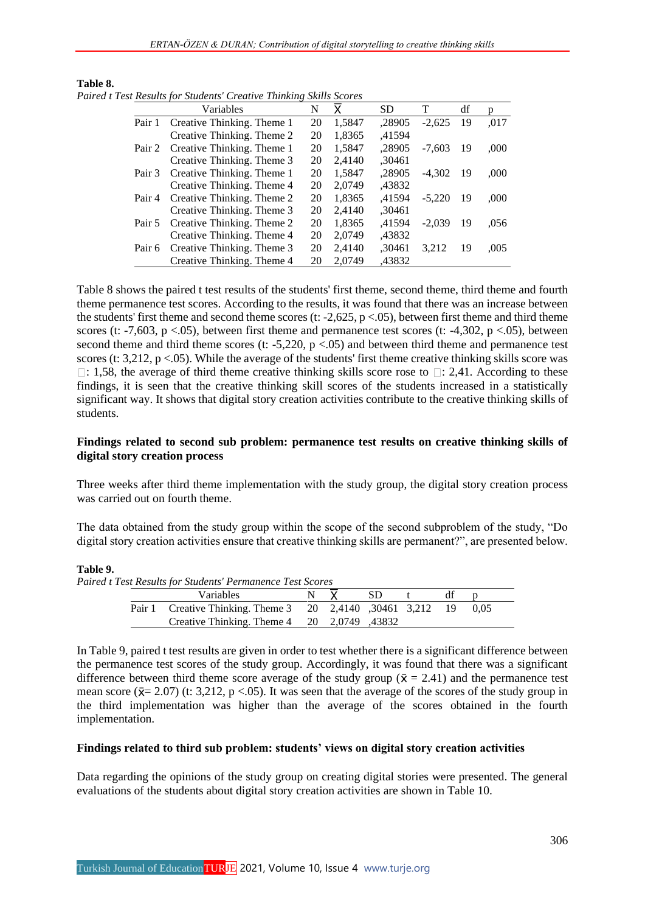**Table 8.**

*Paired t Test Results for Students' Creative Thinking Skills Scores*

| | Variables | N | $\bar{X}$ | SD | T | df | p |
|---|---|---|---|---|---|---|---|
| Pair 1 | Creative Thinking. Theme 1 | 20 | 1,5847 | ,28905 | -2,625 | 19 | ,017 |
| | Creative Thinking. Theme 2 | 20 | 1,8365 | ,41594 | | | |
| Pair 2 | Creative Thinking. Theme 1 | 20 | 1,5847 | ,28905 | -7,603 | 19 | ,000 |
| | Creative Thinking. Theme 3 | 20 | 2,4140 | ,30461 | | | |
| Pair 3 | Creative Thinking. Theme 1 | 20 | 1,5847 | ,28905 | -4,302 | 19 | ,000 |
| | Creative Thinking. Theme 4 | 20 | 2,0749 | ,43832 | | | |
| Pair 4 | Creative Thinking. Theme 2 | 20 | 1,8365 | ,41594 | -5,220 | 19 | ,000 |
| | Creative Thinking. Theme 3 | 20 | 2,4140 | ,30461 | | | |
| Pair 5 | Creative Thinking. Theme 2 | 20 | 1,8365 | ,41594 | -2,039 | 19 | ,056 |
| | Creative Thinking. Theme 4 | 20 | 2,0749 | ,43832 | | | |
| Pair 6 | Creative Thinking. Theme 3 | 20 | 2,4140 | ,30461 | 3,212 | 19 | ,005 |
| | Creative Thinking. Theme 4 | 20 | 2,0749 | ,43832 | | | |

Table 8 shows the paired t test results of the students' first theme, second theme, third theme and fourth theme permanence test scores. According to the results, it was found that there was an increase between the students' first theme and second theme scores (t: -2,625, $p < .05$), between first theme and third theme scores (t: -7,603, $p < .05$), between first theme and permanence test scores (t: -4,302, $p < .05$), between second theme and third theme scores (t: -5,220, $p < .05$) and between third theme and permanence test scores (t: 3,212, $p < .05$). While the average of the students' first theme creative thinking skills score was □: 1,58, the average of third theme creative thinking skills score rose to □: 2,41. According to these findings, it is seen that the creative thinking skill scores of the students increased in a statistically significant way. It shows that digital story creation activities contribute to the creative thinking skills of students.

**Findings related to second sub problem: permanence test results on creative thinking skills of digital story creation process**

Three weeks after third theme implementation with the study group, the digital story creation process was carried out on fourth theme.

The data obtained from the study group within the scope of the second subproblem of the study, "Do digital story creation activities ensure that creative thinking skills are permanent?", are presented below.

**Table 9.**

*Paired t Test Results for Students' Permanence Test Scores*

| | Variables | N | $\bar{X}$ | SD | t | df | p |
|---|---|---|---|---|---|---|---|
| Pair 1 | Creative Thinking. Theme 3 | 20 | 2,4140 | ,30461 | 3,212 | 19 | 0,05 |
| | Creative Thinking. Theme 4 | 20 | 2,0749 | ,43832 | | | |

In Table 9, paired t test results are given in order to test whether there is a significant difference between the permanence test scores of the study group. Accordingly, it was found that there was a significant difference between third theme score average of the study group ($\bar{x} = 2.41$) and the permanence test mean score ($\bar{x} = 2.07$) (t: 3,212, $p < .05$). It was seen that the average of the scores of the study group in the third implementation was higher than the average of the scores obtained in the fourth implementation.

**Findings related to third sub problem: students' views on digital story creation activities**

Data regarding the opinions of the study group on creating digital stories were presented. The general evaluations of the students about digital story creation activities are shown in Table 10.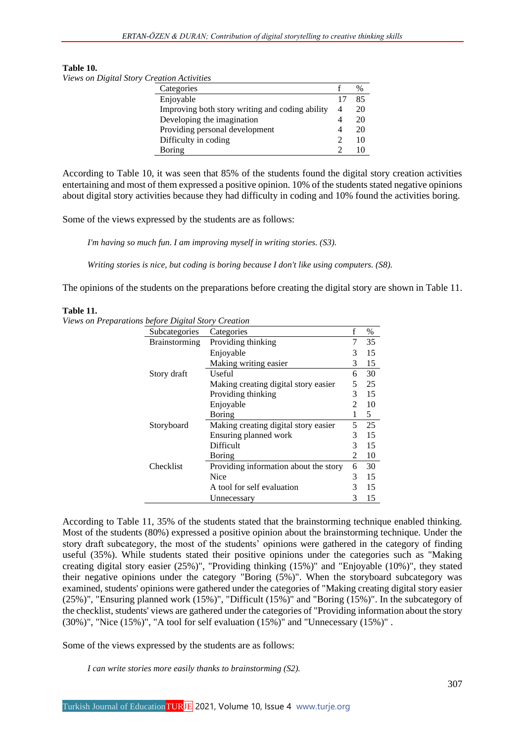**Table 10.**
*Views on Digital Story Creation Activities*

| Categories | f | % |
|---|---|---|
| Enjoyable | 17 | 85 |
| Improving both story writing and coding ability | 4 | 20 |
| Developing the imagination | 4 | 20 |
| Providing personal development | 4 | 20 |
| Difficulty in coding | 2 | 10 |
| Boring | 2 | 10 |

According to Table 10, it was seen that 85% of the students found the digital story creation activities entertaining and most of them expressed a positive opinion. 10% of the students stated negative opinions about digital story activities because they had difficulty in coding and 10% found the activities boring.

Some of the views expressed by the students are as follows:

*I'm having so much fun. I am improving myself in writing stories. (S3).*

*Writing stories is nice, but coding is boring because I don't like using computers. (S8).*

The opinions of the students on the preparations before creating the digital story are shown in Table 11.

**Table 11.**
*Views on Preparations before Digital Story Creation*

| Subcategories | Categories | f | % |
|---|---|---|---|
| Brainstorming | Providing thinking | 7 | 35 |
| | Enjoyable | 3 | 15 |
| | Making writing easier | 3 | 15 |
| Story draft | Useful | 6 | 30 |
| | Making creating digital story easier | 5 | 25 |
| | Providing thinking | 3 | 15 |
| | Enjoyable | 2 | 10 |
| | Boring | 1 | 5 |
| Storyboard | Making creating digital story easier | 5 | 25 |
| | Ensuring planned work | 3 | 15 |
| | Difficult | 3 | 15 |
| | Boring | 2 | 10 |
| Checklist | Providing information about the story | 6 | 30 |
| | Nice | 3 | 15 |
| | A tool for self evaluation | 3 | 15 |
| | Unnecessary | 3 | 15 |

According to Table 11, 35% of the students stated that the brainstorming technique enabled thinking. Most of the students (80%) expressed a positive opinion about the brainstorming technique. Under the story draft subcategory, the most of the students' opinions were gathered in the category of finding useful (35%). While students stated their positive opinions under the categories such as "Making creating digital story easier (25%)", "Providing thinking (15%)" and "Enjoyable (10%)", they stated their negative opinions under the category "Boring (5%)". When the storyboard subcategory was examined, students' opinions were gathered under the categories of "Making creating digital story easier (25%)", "Ensuring planned work (15%)", "Difficult (15%)" and "Boring (15%)". In the subcategory of the checklist, students' views are gathered under the categories of "Providing information about the story (30%)", "Nice (15%)", "A tool for self evaluation (15%)" and "Unnecessary (15%)" .

Some of the views expressed by the students are as follows:

*I can write stories more easily thanks to brainstorming (S2).*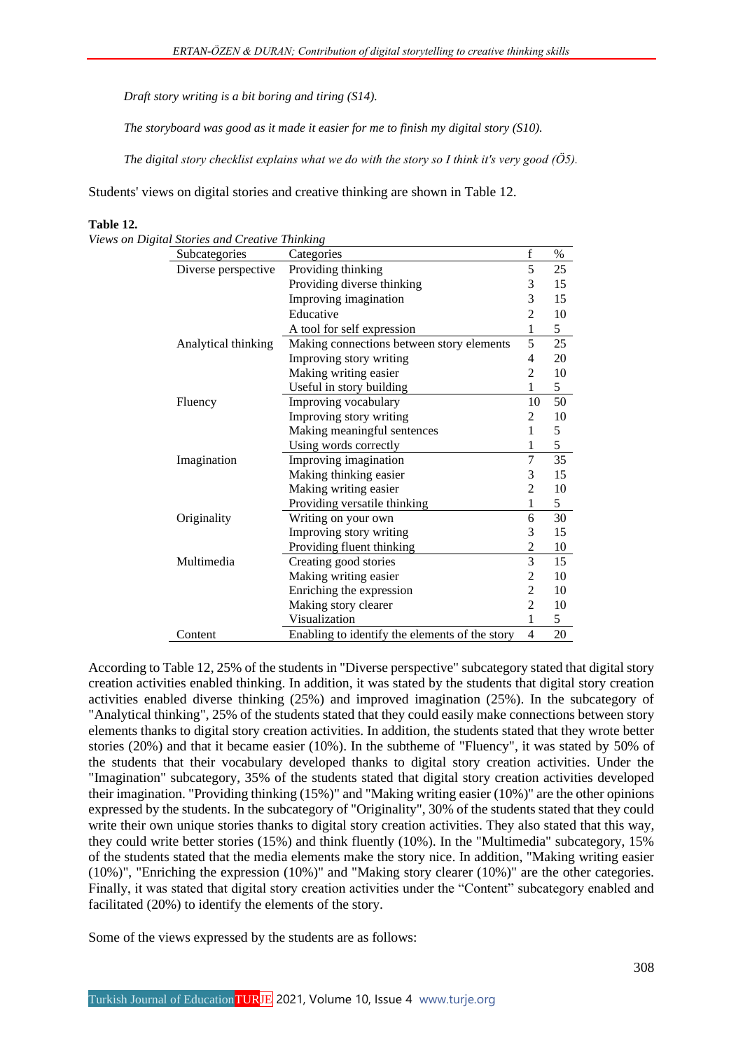*Draft story writing is a bit boring and tiring (S14).*

*The storyboard was good as it made it easier for me to finish my digital story (S10).*

*The digital story checklist explains what we do with the story so I think it's very good (Ö5).*

Students' views on digital stories and creative thinking are shown in Table 12.

**Table 12.**

*Views on Digital Stories and Creative Thinking*

| Subcategories | Categories | f | % |
|---|---|---|---|
| Diverse perspective | Providing thinking | 5 | 25 |
| | Providing diverse thinking | 3 | 15 |
| | Improving imagination | 3 | 15 |
| | Educative | 2 | 10 |
| | A tool for self expression | 1 | 5 |
| Analytical thinking | Making connections between story elements | 5 | 25 |
| | Improving story writing | 4 | 20 |
| | Making writing easier | 2 | 10 |
| | Useful in story building | 1 | 5 |
| Fluency | Improving vocabulary | 10 | 50 |
| | Improving story writing | 2 | 10 |
| | Making meaningful sentences | 1 | 5 |
| | Using words correctly | 1 | 5 |
| Imagination | Improving imagination | 7 | 35 |
| | Making thinking easier | 3 | 15 |
| | Making writing easier | 2 | 10 |
| | Providing versatile thinking | 1 | 5 |
| Originality | Writing on your own | 6 | 30 |
| | Improving story writing | 3 | 15 |
| | Providing fluent thinking | 2 | 10 |
| Multimedia | Creating good stories | 3 | 15 |
| | Making writing easier | 2 | 10 |
| | Enriching the expression | 2 | 10 |
| | Making story clearer | 2 | 10 |
| | Visualization | 1 | 5 |
| Content | Enabling to identify the elements of the story | 4 | 20 |

According to Table 12, 25% of the students in "Diverse perspective" subcategory stated that digital story creation activities enabled thinking. In addition, it was stated by the students that digital story creation activities enabled diverse thinking (25%) and improved imagination (25%). In the subcategory of "Analytical thinking", 25% of the students stated that they could easily make connections between story elements thanks to digital story creation activities. In addition, the students stated that they wrote better stories (20%) and that it became easier (10%). In the subtheme of "Fluency", it was stated by 50% of the students that their vocabulary developed thanks to digital story creation activities. Under the "Imagination" subcategory, 35% of the students stated that digital story creation activities developed their imagination. "Providing thinking (15%)" and "Making writing easier (10%)" are the other opinions expressed by the students. In the subcategory of "Originality", 30% of the students stated that they could write their own unique stories thanks to digital story creation activities. They also stated that this way, they could write better stories (15%) and think fluently (10%). In the "Multimedia" subcategory, 15% of the students stated that the media elements make the story nice. In addition, "Making writing easier (10%)", "Enriching the expression (10%)" and "Making story clearer (10%)" are the other categories. Finally, it was stated that digital story creation activities under the "Content" subcategory enabled and facilitated (20%) to identify the elements of the story.

Some of the views expressed by the students are as follows: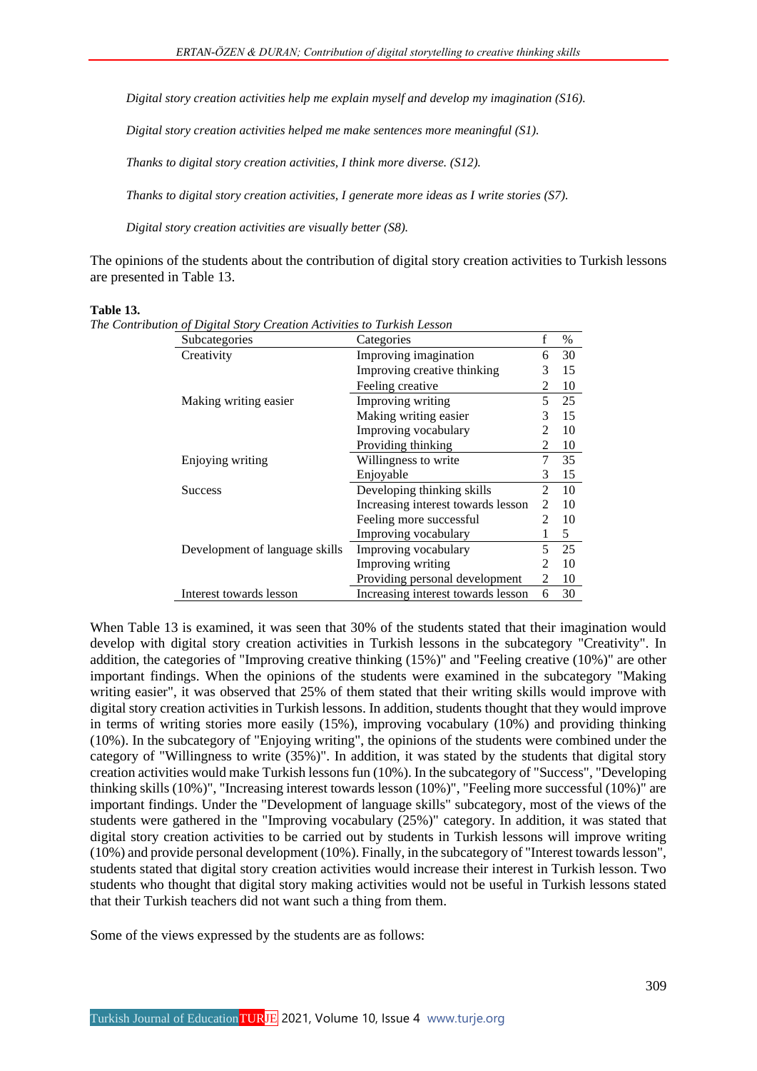*Digital story creation activities help me explain myself and develop my imagination (S16).*

*Digital story creation activities helped me make sentences more meaningful (S1).*

*Thanks to digital story creation activities, I think more diverse. (S12).*

*Thanks to digital story creation activities, I generate more ideas as I write stories (S7).*

*Digital story creation activities are visually better (S8).*

The opinions of the students about the contribution of digital story creation activities to Turkish lessons are presented in Table 13.

**Table 13.**
*The Contribution of Digital Story Creation Activities to Turkish Lesson*

| Subcategories | Categories | f | % |
|---|---|---|---|
| Creativity | Improving imagination | 6 | 30 |
| | Improving creative thinking | 3 | 15 |
| | Feeling creative | 2 | 10 |
| Making writing easier | Improving writing | 5 | 25 |
| | Making writing easier | 3 | 15 |
| | Improving vocabulary | 2 | 10 |
| | Providing thinking | 2 | 10 |
| Enjoying writing | Willingness to write | 7 | 35 |
| | Enjoyable | 3 | 15 |
| Success | Developing thinking skills | 2 | 10 |
| | Increasing interest towards lesson | 2 | 10 |
| | Feeling more successful | 2 | 10 |
| | Improving vocabulary | 1 | 5 |
| Development of language skills | Improving vocabulary | 5 | 25 |
| | Improving writing | 2 | 10 |
| | Providing personal development | 2 | 10 |
| Interest towards lesson | Increasing interest towards lesson | 6 | 30 |

When Table 13 is examined, it was seen that 30% of the students stated that their imagination would develop with digital story creation activities in Turkish lessons in the subcategory "Creativity". In addition, the categories of "Improving creative thinking (15%)" and "Feeling creative (10%)" are other important findings. When the opinions of the students were examined in the subcategory "Making writing easier", it was observed that 25% of them stated that their writing skills would improve with digital story creation activities in Turkish lessons. In addition, students thought that they would improve in terms of writing stories more easily (15%), improving vocabulary (10%) and providing thinking (10%). In the subcategory of "Enjoying writing", the opinions of the students were combined under the category of "Willingness to write (35%)". In addition, it was stated by the students that digital story creation activities would make Turkish lessons fun (10%). In the subcategory of "Success", "Developing thinking skills (10%)", "Increasing interest towards lesson (10%)", "Feeling more successful (10%)" are important findings. Under the "Development of language skills" subcategory, most of the views of the students were gathered in the "Improving vocabulary (25%)" category. In addition, it was stated that digital story creation activities to be carried out by students in Turkish lessons will improve writing (10%) and provide personal development (10%). Finally, in the subcategory of "Interest towards lesson", students stated that digital story creation activities would increase their interest in Turkish lesson. Two students who thought that digital story making activities would not be useful in Turkish lessons stated that their Turkish teachers did not want such a thing from them.

Some of the views expressed by the students are as follows: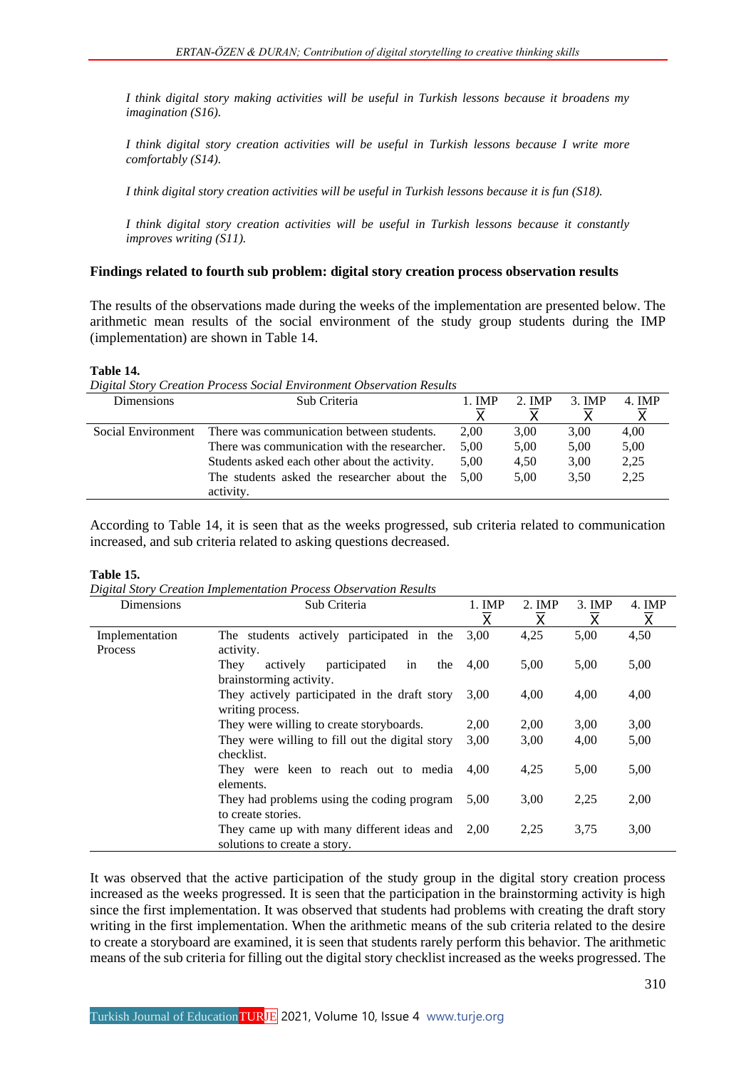*I think digital story making activities will be useful in Turkish lessons because it broadens my imagination (S16).*

*I think digital story creation activities will be useful in Turkish lessons because I write more comfortably (S14).*

*I think digital story creation activities will be useful in Turkish lessons because it is fun (S18).*

*I think digital story creation activities will be useful in Turkish lessons because it constantly improves writing (S11).*

**Findings related to fourth sub problem: digital story creation process observation results**

The results of the observations made during the weeks of the implementation are presented below. The arithmetic mean results of the social environment of the study group students during the IMP (implementation) are shown in Table 14.

**Table 14.**

*Digital Story Creation Process Social Environment Observation Results*

| Dimensions | Sub Criteria | 1. IMP $\overline{X}$ | 2. IMP $\overline{X}$ | 3. IMP $\overline{X}$ | 4. IMP $\overline{X}$ |
|---|---|---|---|---|---|
| Social Environment | There was communication between students. | 2,00 | 3,00 | 3,00 | 4,00 |
| | There was communication with the researcher. | 5,00 | 5,00 | 5,00 | 5,00 |
| | Students asked each other about the activity. | 5,00 | 4,50 | 3,00 | 2,25 |
| | The students asked the researcher about the activity. | 5,00 | 5,00 | 3,50 | 2,25 |

According to Table 14, it is seen that as the weeks progressed, sub criteria related to communication increased, and sub criteria related to asking questions decreased.

**Table 15.**

*Digital Story Creation Implementation Process Observation Results*

| Dimensions | Sub Criteria | 1. IMP $\overline{X}$ | 2. IMP $\overline{X}$ | 3. IMP $\overline{X}$ | 4. IMP $\overline{X}$ |
|---|---|---|---|---|---|
| Implementation Process | The students actively participated in the activity. | 3,00 | 4,25 | 5,00 | 4,50 |
| | They actively participated in the brainstorming activity. | 4,00 | 5,00 | 5,00 | 5,00 |
| | They actively participated in the draft story writing process. | 3,00 | 4,00 | 4,00 | 4,00 |
| | They were willing to create storyboards. | 2,00 | 2,00 | 3,00 | 3,00 |
| | They were willing to fill out the digital story checklist. | 3,00 | 3,00 | 4,00 | 5,00 |
| | They were keen to reach out to media elements. | 4,00 | 4,25 | 5,00 | 5,00 |
| | They had problems using the coding program to create stories. | 5,00 | 3,00 | 2,25 | 2,00 |
| | They came up with many different ideas and solutions to create a story. | 2,00 | 2,25 | 3,75 | 3,00 |

It was observed that the active participation of the study group in the digital story creation process increased as the weeks progressed. It is seen that the participation in the brainstorming activity is high since the first implementation. It was observed that students had problems with creating the draft story writing in the first implementation. When the arithmetic means of the sub criteria related to the desire to create a storyboard are examined, it is seen that students rarely perform this behavior. The arithmetic means of the sub criteria for filling out the digital story checklist increased as the weeks progressed. The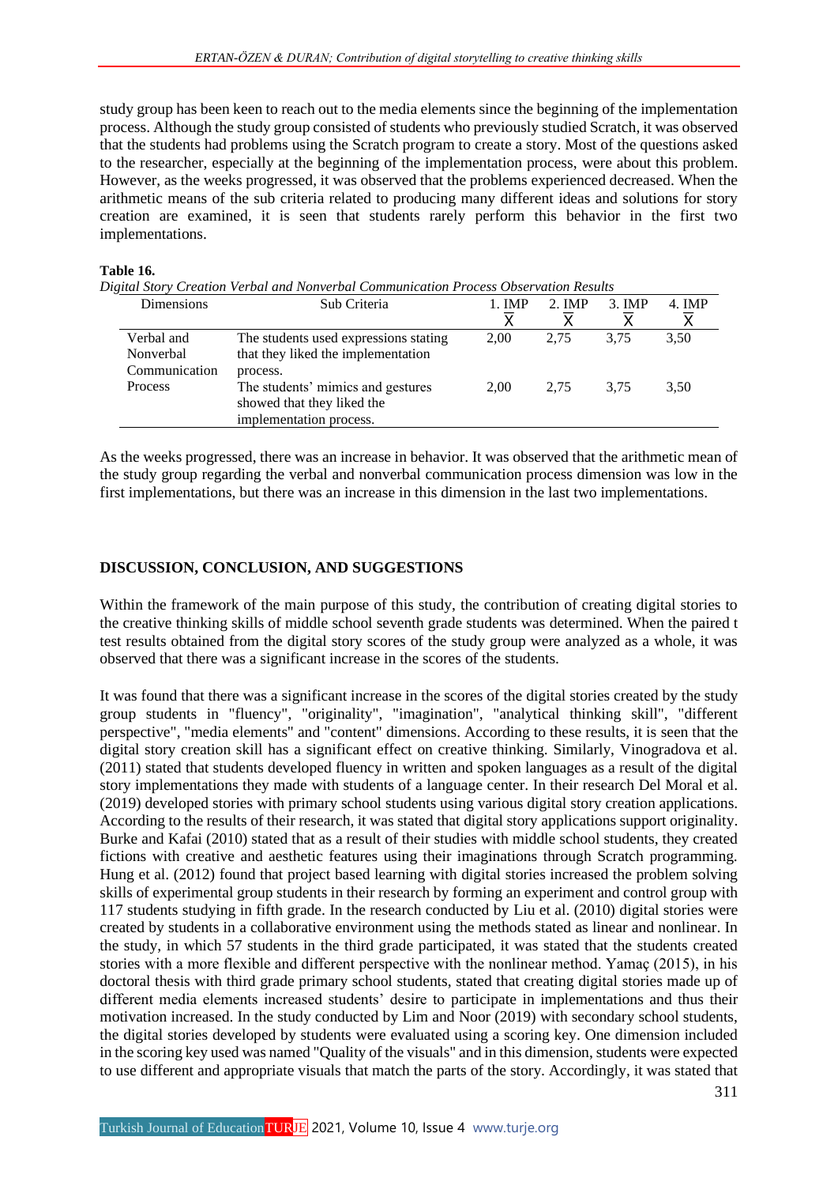study group has been keen to reach out to the media elements since the beginning of the implementation process. Although the study group consisted of students who previously studied Scratch, it was observed that the students had problems using the Scratch program to create a story. Most of the questions asked to the researcher, especially at the beginning of the implementation process, were about this problem. However, as the weeks progressed, it was observed that the problems experienced decreased. When the arithmetic means of the sub criteria related to producing many different ideas and solutions for story creation are examined, it is seen that students rarely perform this behavior in the first two implementations.

**Table 16.**

*Digital Story Creation Verbal and Nonverbal Communication Process Observation Results*

| Dimensions | Sub Criteria | 1. IMP $\bar{X}$ | 2. IMP $\bar{X}$ | 3. IMP $\bar{X}$ | 4. IMP $\bar{X}$ |
|---|---|---|---|---|---|
| Verbal and Nonverbal Communication Process | The students used expressions stating that they liked the implementation process. | 2,00 | 2,75 | 3,75 | 3,50 |
| | The students' mimics and gestures showed that they liked the implementation process. | 2,00 | 2,75 | 3,75 | 3,50 |

As the weeks progressed, there was an increase in behavior. It was observed that the arithmetic mean of the study group regarding the verbal and nonverbal communication process dimension was low in the first implementations, but there was an increase in this dimension in the last two implementations.

## DISCUSSION, CONCLUSION, AND SUGGESTIONS

Within the framework of the main purpose of this study, the contribution of creating digital stories to the creative thinking skills of middle school seventh grade students was determined. When the paired t test results obtained from the digital story scores of the study group were analyzed as a whole, it was observed that there was a significant increase in the scores of the students.

It was found that there was a significant increase in the scores of the digital stories created by the study group students in "fluency", "originality", "imagination", "analytical thinking skill", "different perspective", "media elements" and "content" dimensions. According to these results, it is seen that the digital story creation skill has a significant effect on creative thinking. Similarly, Vinogradova et al. (2011) stated that students developed fluency in written and spoken languages as a result of the digital story implementations they made with students of a language center. In their research Del Moral et al. (2019) developed stories with primary school students using various digital story creation applications. According to the results of their research, it was stated that digital story applications support originality. Burke and Kafai (2010) stated that as a result of their studies with middle school students, they created fictions with creative and aesthetic features using their imaginations through Scratch programming. Hung et al. (2012) found that project based learning with digital stories increased the problem solving skills of experimental group students in their research by forming an experiment and control group with 117 students studying in fifth grade. In the research conducted by Liu et al. (2010) digital stories were created by students in a collaborative environment using the methods stated as linear and nonlinear. In the study, in which 57 students in the third grade participated, it was stated that the students created stories with a more flexible and different perspective with the nonlinear method. Yamaç (2015), in his doctoral thesis with third grade primary school students, stated that creating digital stories made up of different media elements increased students' desire to participate in implementations and thus their motivation increased. In the study conducted by Lim and Noor (2019) with secondary school students, the digital stories developed by students were evaluated using a scoring key. One dimension included in the scoring key used was named "Quality of the visuals" and in this dimension, students were expected to use different and appropriate visuals that match the parts of the story. Accordingly, it was stated that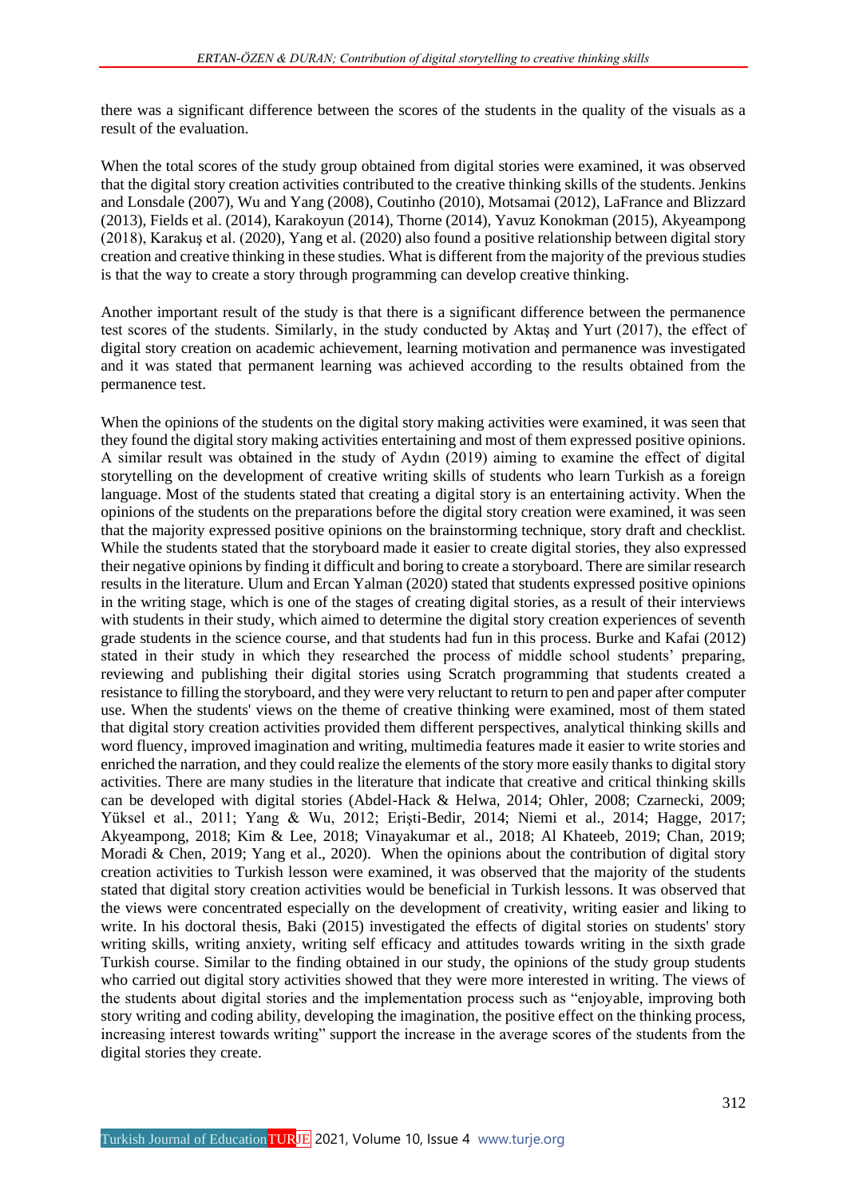there was a significant difference between the scores of the students in the quality of the visuals as a result of the evaluation.

When the total scores of the study group obtained from digital stories were examined, it was observed that the digital story creation activities contributed to the creative thinking skills of the students. Jenkins and Lonsdale (2007), Wu and Yang (2008), Coutinho (2010), Motsamai (2012), LaFrance and Blizzard (2013), Fields et al. (2014), Karakoyun (2014), Thorne (2014), Yavuz Konokman (2015), Akyeampong (2018), Karakuş et al. (2020), Yang et al. (2020) also found a positive relationship between digital story creation and creative thinking in these studies. What is different from the majority of the previous studies is that the way to create a story through programming can develop creative thinking.

Another important result of the study is that there is a significant difference between the permanence test scores of the students. Similarly, in the study conducted by Aktaş and Yurt (2017), the effect of digital story creation on academic achievement, learning motivation and permanence was investigated and it was stated that permanent learning was achieved according to the results obtained from the permanence test.

When the opinions of the students on the digital story making activities were examined, it was seen that they found the digital story making activities entertaining and most of them expressed positive opinions. A similar result was obtained in the study of Aydın (2019) aiming to examine the effect of digital storytelling on the development of creative writing skills of students who learn Turkish as a foreign language. Most of the students stated that creating a digital story is an entertaining activity. When the opinions of the students on the preparations before the digital story creation were examined, it was seen that the majority expressed positive opinions on the brainstorming technique, story draft and checklist. While the students stated that the storyboard made it easier to create digital stories, they also expressed their negative opinions by finding it difficult and boring to create a storyboard. There are similar research results in the literature. Ulum and Ercan Yalman (2020) stated that students expressed positive opinions in the writing stage, which is one of the stages of creating digital stories, as a result of their interviews with students in their study, which aimed to determine the digital story creation experiences of seventh grade students in the science course, and that students had fun in this process. Burke and Kafai (2012) stated in their study in which they researched the process of middle school students' preparing, reviewing and publishing their digital stories using Scratch programming that students created a resistance to filling the storyboard, and they were very reluctant to return to pen and paper after computer use. When the students' views on the theme of creative thinking were examined, most of them stated that digital story creation activities provided them different perspectives, analytical thinking skills and word fluency, improved imagination and writing, multimedia features made it easier to write stories and enriched the narration, and they could realize the elements of the story more easily thanks to digital story activities. There are many studies in the literature that indicate that creative and critical thinking skills can be developed with digital stories (Abdel-Hack & Helwa, 2014; Ohler, 2008; Czarnecki, 2009; Yüksel et al., 2011; Yang & Wu, 2012; Erişti-Bedir, 2014; Niemi et al., 2014; Hagge, 2017; Akyeampong, 2018; Kim & Lee, 2018; Vinayakumar et al., 2018; Al Khateeb, 2019; Chan, 2019; Moradi & Chen, 2019; Yang et al., 2020). When the opinions about the contribution of digital story creation activities to Turkish lesson were examined, it was observed that the majority of the students stated that digital story creation activities would be beneficial in Turkish lessons. It was observed that the views were concentrated especially on the development of creativity, writing easier and liking to write. In his doctoral thesis, Baki (2015) investigated the effects of digital stories on students' story writing skills, writing anxiety, writing self efficacy and attitudes towards writing in the sixth grade Turkish course. Similar to the finding obtained in our study, the opinions of the study group students who carried out digital story activities showed that they were more interested in writing. The views of the students about digital stories and the implementation process such as "enjoyable, improving both story writing and coding ability, developing the imagination, the positive effect on the thinking process, increasing interest towards writing" support the increase in the average scores of the students from the digital stories they create.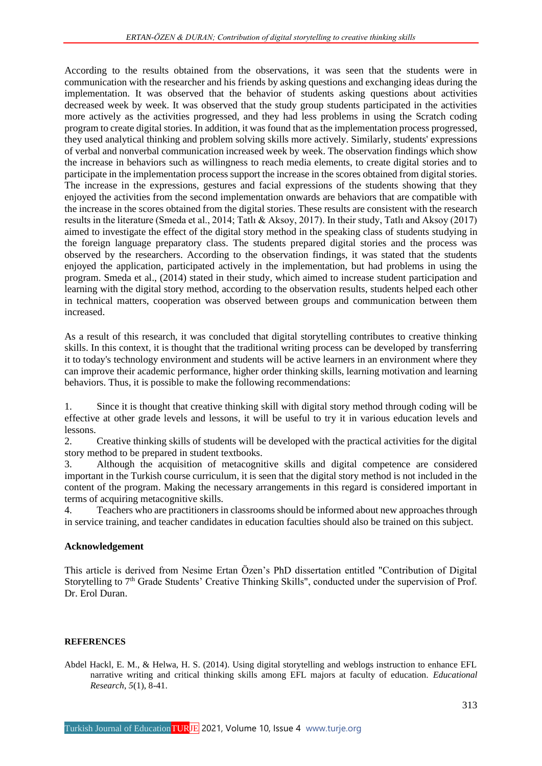According to the results obtained from the observations, it was seen that the students were in communication with the researcher and his friends by asking questions and exchanging ideas during the implementation. It was observed that the behavior of students asking questions about activities decreased week by week. It was observed that the study group students participated in the activities more actively as the activities progressed, and they had less problems in using the Scratch coding program to create digital stories. In addition, it was found that as the implementation process progressed, they used analytical thinking and problem solving skills more actively. Similarly, students' expressions of verbal and nonverbal communication increased week by week. The observation findings which show the increase in behaviors such as willingness to reach media elements, to create digital stories and to participate in the implementation process support the increase in the scores obtained from digital stories. The increase in the expressions, gestures and facial expressions of the students showing that they enjoyed the activities from the second implementation onwards are behaviors that are compatible with the increase in the scores obtained from the digital stories. These results are consistent with the research results in the literature (Smeda et al., 2014; Tatlı & Aksoy, 2017). In their study, Tatlı and Aksoy (2017) aimed to investigate the effect of the digital story method in the speaking class of students studying in the foreign language preparatory class. The students prepared digital stories and the process was observed by the researchers. According to the observation findings, it was stated that the students enjoyed the application, participated actively in the implementation, but had problems in using the program. Smeda et al., (2014) stated in their study, which aimed to increase student participation and learning with the digital story method, according to the observation results, students helped each other in technical matters, cooperation was observed between groups and communication between them increased.

As a result of this research, it was concluded that digital storytelling contributes to creative thinking skills. In this context, it is thought that the traditional writing process can be developed by transferring it to today's technology environment and students will be active learners in an environment where they can improve their academic performance, higher order thinking skills, learning motivation and learning behaviors. Thus, it is possible to make the following recommendations:

1. Since it is thought that creative thinking skill with digital story method through coding will be effective at other grade levels and lessons, it will be useful to try it in various education levels and lessons.
2. Creative thinking skills of students will be developed with the practical activities for the digital story method to be prepared in student textbooks.
3. Although the acquisition of metacognitive skills and digital competence are considered important in the Turkish course curriculum, it is seen that the digital story method is not included in the content of the program. Making the necessary arrangements in this regard is considered important in terms of acquiring metacognitive skills.
4. Teachers who are practitioners in classrooms should be informed about new approaches through in service training, and teacher candidates in education faculties should also be trained on this subject.

## Acknowledgement

This article is derived from Nesime Ertan Özen's PhD dissertation entitled "Contribution of Digital Storytelling to 7th Grade Students' Creative Thinking Skills", conducted under the supervision of Prof. Dr. Erol Duran.

## REFERENCES

Abdel Hackl, E. M., & Helwa, H. S. (2014). Using digital storytelling and weblogs instruction to enhance EFL narrative writing and critical thinking skills among EFL majors at faculty of education. *Educational Research*, *5*(1), 8-41.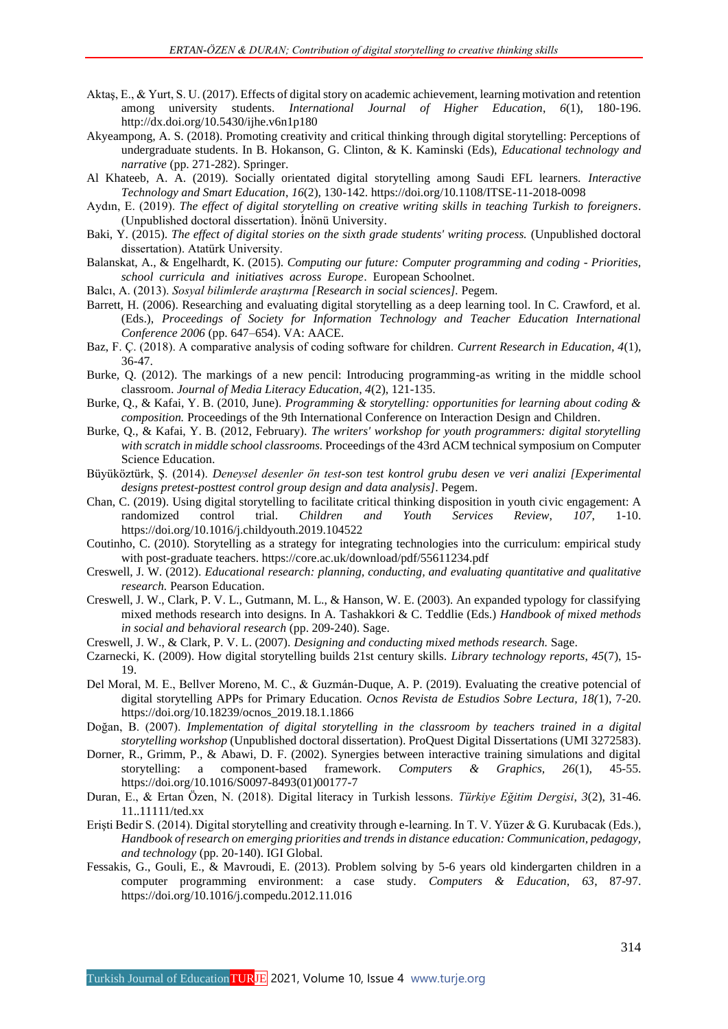Aktaş, E., & Yurt, S. U. (2017). Effects of digital story on academic achievement, learning motivation and retention among university students. *International Journal of Higher Education*, *6*(1), 180-196. http://dx.doi.org/10.5430/ijhe.v6n1p180

Akyeampong, A. S. (2018). Promoting creativity and critical thinking through digital storytelling: Perceptions of undergraduate students. In B. Hokanson, G. Clinton, & K. Kaminski (Eds), *Educational technology and narrative* (pp. 271-282). Springer.

Al Khateeb, A. A. (2019). Socially orientated digital storytelling among Saudi EFL learners. *Interactive Technology and Smart Education*, *16*(2), 130-142. https://doi.org/10.1108/ITSE-11-2018-0098

Aydın, E. (2019). *The effect of digital storytelling on creative writing skills in teaching Turkish to foreigners*. (Unpublished doctoral dissertation). İnönü University.

Baki, Y. (2015). *The effect of digital stories on the sixth grade students' writing process.* (Unpublished doctoral dissertation). Atatürk University.

Balanskat, A., & Engelhardt, K. (2015). *Computing our future: Computer programming and coding - Priorities, school curricula and initiatives across Europe*. European Schoolnet.

Balcı, A. (2013). *Sosyal bilimlerde araştırma [Research in social sciences]*. Pegem.

Barrett, H. (2006). Researching and evaluating digital storytelling as a deep learning tool. In C. Crawford, et al. (Eds.), *Proceedings of Society for Information Technology and Teacher Education International Conference 2006* (pp. 647–654). VA: AACE.

Baz, F. Ç. (2018). A comparative analysis of coding software for children. *Current Research in Education, 4*(1), 36-47.

Burke, Q. (2012). The markings of a new pencil: Introducing programming-as writing in the middle school classroom. *Journal of Media Literacy Education, 4*(2), 121-135.

Burke, Q., & Kafai, Y. B. (2010, June). *Programming & storytelling: opportunities for learning about coding & composition.* Proceedings of the 9th International Conference on Interaction Design and Children.

Burke, Q., & Kafai, Y. B. (2012, February). *The writers' workshop for youth programmers: digital storytelling with scratch in middle school classrooms.* Proceedings of the 43rd ACM technical symposium on Computer Science Education.

Büyüköztürk, Ş. (2014). *Deneysel desenler ön test-son test kontrol grubu desen ve veri analizi [Experimental designs pretest-posttest control group design and data analysis]*. Pegem.

Chan, C. (2019). Using digital storytelling to facilitate critical thinking disposition in youth civic engagement: A randomized control trial. *Children and Youth Services Review, 107*, 1-10. https://doi.org/10.1016/j.childyouth.2019.104522

Coutinho, C. (2010). Storytelling as a strategy for integrating technologies into the curriculum: empirical study with post-graduate teachers. https://core.ac.uk/download/pdf/55611234.pdf

Creswell, J. W. (2012). *Educational research: planning, conducting, and evaluating quantitative and qualitative research.* Pearson Education.

Creswell, J. W., Clark, P. V. L., Gutmann, M. L., & Hanson, W. E. (2003). An expanded typology for classifying mixed methods research into designs. In A. Tashakkori & C. Teddlie (Eds.) *Handbook of mixed methods in social and behavioral research* (pp. 209-240). Sage.

Creswell, J. W., & Clark, P. V. L. (2007). *Designing and conducting mixed methods research.* Sage.

Czarnecki, K. (2009). How digital storytelling builds 21st century skills. *Library technology reports, 45*(7), 15-19.

Del Moral, M. E., Bellver Moreno, M. C., & Guzmán-Duque, A. P. (2019). Evaluating the creative potencial of digital storytelling APPs for Primary Education. *Ocnos Revista de Estudios Sobre Lectura, 18(*1), 7-20. https://doi.org/10.18239/ocnos_2019.18.1.1866

Doğan, B. (2007). *Implementation of digital storytelling in the classroom by teachers trained in a digital storytelling workshop* (Unpublished doctoral dissertation). ProQuest Digital Dissertations (UMI 3272583).

Dorner, R., Grimm, P., & Abawi, D. F. (2002). Synergies between interactive training simulations and digital storytelling: a component-based framework. *Computers & Graphics, 26*(1), 45-55. https://doi.org/10.1016/S0097-8493(01)00177-7

Duran, E., & Ertan Özen, N. (2018). Digital literacy in Turkish lessons. *Türkiye Eğitim Dergisi, 3*(2), 31-46. 11..11111/ted.xx

Erişti Bedir S. (2014). Digital storytelling and creativity through e-learning. In T. V. Yüzer & G. Kurubacak (Eds.), *Handbook of research on emerging priorities and trends in distance education: Communication, pedagogy, and technology* (pp. 20-140). IGI Global.

Fessakis, G., Gouli, E., & Mavroudi, E. (2013). Problem solving by 5-6 years old kindergarten children in a computer programming environment: a case study. *Computers & Education, 63*, 87-97. https://doi.org/10.1016/j.compedu.2012.11.016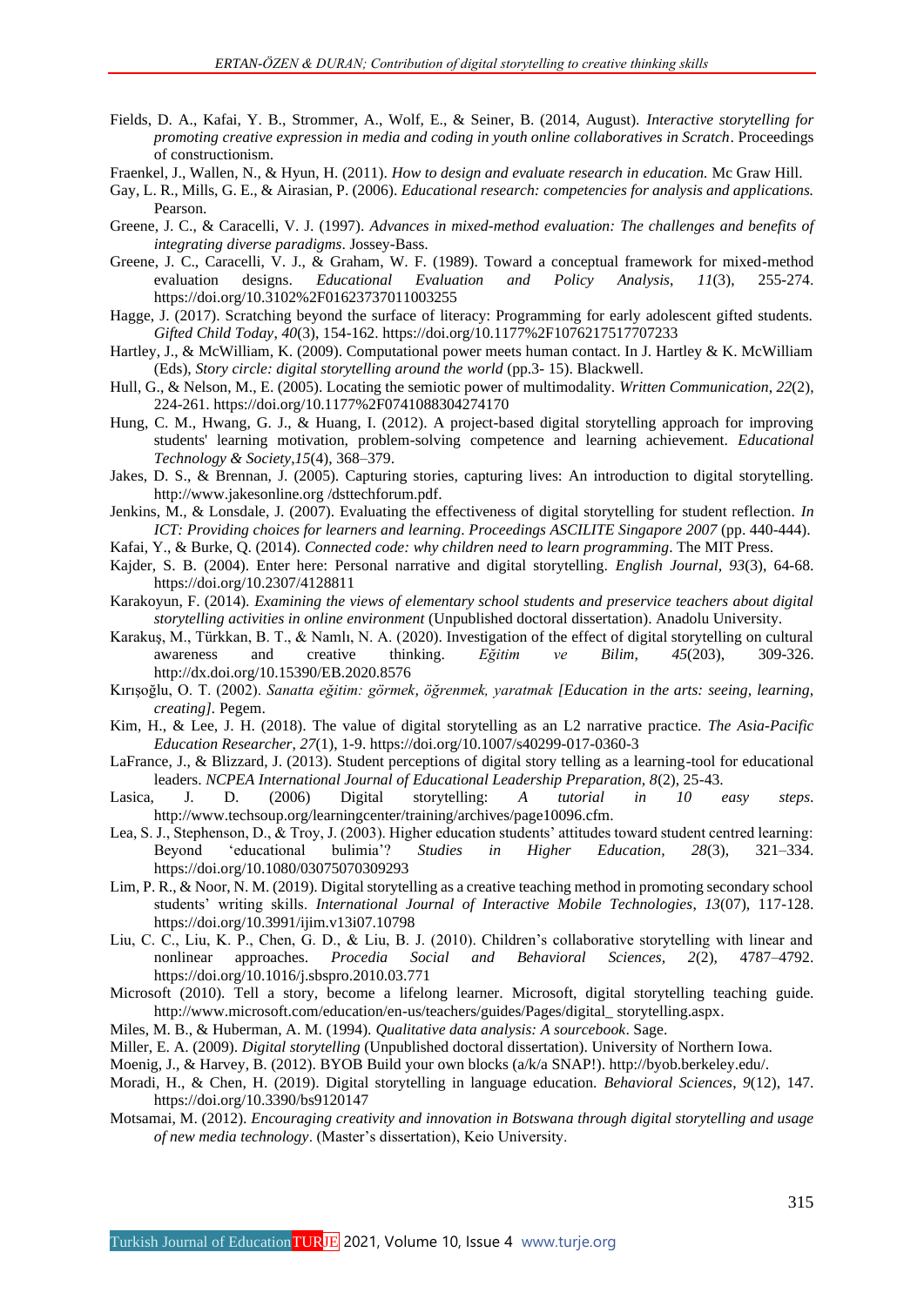Fields, D. A., Kafai, Y. B., Strommer, A., Wolf, E., & Seiner, B. (2014, August). *Interactive storytelling for promoting creative expression in media and coding in youth online collaboratives in Scratch*. Proceedings of constructionism.

Fraenkel, J., Wallen, N., & Hyun, H. (2011). *How to design and evaluate research in education.* Mc Graw Hill.

Gay, L. R., Mills, G. E., & Airasian, P. (2006). *Educational research: competencies for analysis and applications.* Pearson.

Greene, J. C., & Caracelli, V. J. (1997). *Advances in mixed-method evaluation: The challenges and benefits of integrating diverse paradigms*. Jossey-Bass.

Greene, J. C., Caracelli, V. J., & Graham, W. F. (1989). Toward a conceptual framework for mixed-method evaluation designs. *Educational Evaluation and Policy Analysis*, *11*(3), 255-274. https://doi.org/10.3102%2F01623737011003255

Hagge, J. (2017). Scratching beyond the surface of literacy: Programming for early adolescent gifted students. *Gifted Child Today*, *40*(3), 154-162. https://doi.org/10.1177%2F1076217517707233

Hartley, J., & McWilliam, K. (2009). Computational power meets human contact. In J. Hartley & K. McWilliam (Eds), *Story circle: digital storytelling around the world* (pp.3- 15). Blackwell.

Hull, G., & Nelson, M., E. (2005). Locating the semiotic power of multimodality. *Written Communication*, *22*(2), 224-261. https://doi.org/10.1177%2F0741088304274170

Hung, C. M., Hwang, G. J., & Huang, I. (2012). A project-based digital storytelling approach for improving students' learning motivation, problem-solving competence and learning achievement. *Educational Technology & Society*,*15*(4), 368–379.

Jakes, D. S., & Brennan, J. (2005). Capturing stories, capturing lives: An introduction to digital storytelling. http://www.jakesonline.org /dsttechforum.pdf.

Jenkins, M., & Lonsdale, J. (2007). Evaluating the effectiveness of digital storytelling for student reflection. *In ICT: Providing choices for learners and learning*. *Proceedings ASCILITE Singapore 2007* (pp. 440-444).

Kafai, Y., & Burke, Q. (2014). *Connected code: why children need to learn programming*. The MIT Press.

Kajder, S. B. (2004). Enter here: Personal narrative and digital storytelling. *English Journal*, *93*(3), 64-68. https://doi.org/10.2307/4128811

Karakoyun, F. (2014). *Examining the views of elementary school students and preservice teachers about digital storytelling activities in online environment* (Unpublished doctoral dissertation). Anadolu University.

Karakuş, M., Türkkan, B. T., & Namlı, N. A. (2020). Investigation of the effect of digital storytelling on cultural awareness and creative thinking. *Eğitim ve Bilim*, *45*(203), 309-326. http://dx.doi.org/10.15390/EB.2020.8576

Kırışoğlu, O. T. (2002). *Sanatta eğitim: görmek, öğrenmek, yaratmak [Education in the arts: seeing, learning, creating].* Pegem.

Kim, H., & Lee, J. H. (2018). The value of digital storytelling as an L2 narrative practice. *The Asia-Pacific Education Researcher*, *27*(1), 1-9. https://doi.org/10.1007/s40299-017-0360-3

LaFrance, J., & Blizzard, J. (2013). Student perceptions of digital story telling as a learning-tool for educational leaders. *NCPEA International Journal of Educational Leadership Preparation, 8*(2), 25-43.

Lasica, J. D. (2006) Digital storytelling: *A tutorial in 10 easy steps*. http://www.techsoup.org/learningcenter/training/archives/page10096.cfm.

Lea, S. J., Stephenson, D., & Troy, J. (2003). Higher education students' attitudes toward student centred learning: Beyond 'educational bulimia'? *Studies in Higher Education*, *28*(3), 321–334. https://doi.org/10.1080/03075070309293

Lim, P. R., & Noor, N. M. (2019). Digital storytelling as a creative teaching method in promoting secondary school students' writing skills. *International Journal of Interactive Mobile Technologies*, *13*(07), 117-128. https://doi.org/10.3991/ijim.v13i07.10798

Liu, C. C., Liu, K. P., Chen, G. D., & Liu, B. J. (2010). Children's collaborative storytelling with linear and nonlinear approaches. *Procedia Social and Behavioral Sciences*, *2*(2), 4787–4792. https://doi.org/10.1016/j.sbspro.2010.03.771

Microsoft (2010). Tell a story, become a lifelong learner. Microsoft, digital storytelling teaching guide. http://www.microsoft.com/education/en-us/teachers/guides/Pages/digital_ storytelling.aspx.

Miles, M. B., & Huberman, A. M. (1994). *Qualitative data analysis: A sourcebook*. Sage.

Miller, E. A. (2009). *Digital storytelling* (Unpublished doctoral dissertation). University of Northern Iowa.

Moenig, J., & Harvey, B. (2012). BYOB Build your own blocks (a/k/a SNAP!). http://byob.berkeley.edu/.

Moradi, H., & Chen, H. (2019). Digital storytelling in language education. *Behavioral Sciences*, *9*(12), 147. https://doi.org/10.3390/bs9120147

Motsamai, M. (2012). *Encouraging creativity and innovation in Botswana through digital storytelling and usage of new media technology*. (Master's dissertation), Keio University.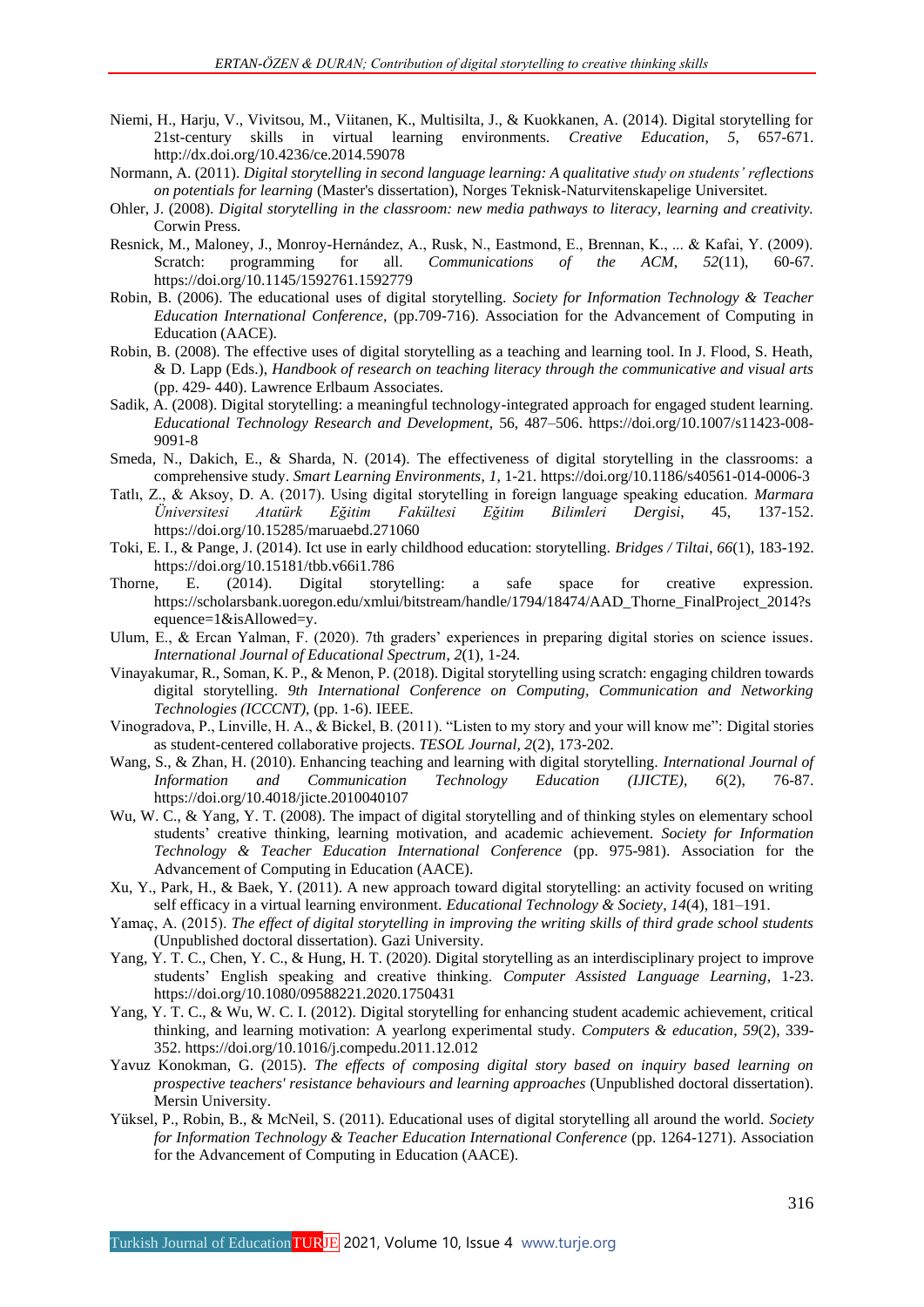Niemi, H., Harju, V., Vivitsou, M., Viitanen, K., Multisilta, J., & Kuokkanen, A. (2014). Digital storytelling for 21st-century skills in virtual learning environments. *Creative Education*, *5*, 657-671. http://dx.doi.org/10.4236/ce.2014.59078

Normann, A. (2011). *Digital storytelling in second language learning: A qualitative study on students' reflections on potentials for learning* (Master's dissertation), Norges Teknisk-Naturvitenskapelige Universitet.

Ohler, J. (2008). *Digital storytelling in the classroom: new media pathways to literacy, learning and creativity.* Corwin Press.

Resnick, M., Maloney, J., Monroy-Hernández, A., Rusk, N., Eastmond, E., Brennan, K., ... & Kafai, Y. (2009). Scratch: programming for all. *Communications of the ACM*, *52*(11), 60-67. https://doi.org/10.1145/1592761.1592779

Robin, B. (2006). The educational uses of digital storytelling. *Society for Information Technology & Teacher Education International Conference,* (pp.709-716). Association for the Advancement of Computing in Education (AACE).

Robin, B. (2008). The effective uses of digital storytelling as a teaching and learning tool. In J. Flood, S. Heath, & D. Lapp (Eds.), *Handbook of research on teaching literacy through the communicative and visual arts* (pp. 429- 440). Lawrence Erlbaum Associates.

Sadik, A. (2008). Digital storytelling: a meaningful technology-integrated approach for engaged student learning. *Educational Technology Research and Development,* 56, 487–506. https://doi.org/10.1007/s11423-008-9091-8

Smeda, N., Dakich, E., & Sharda, N. (2014). The effectiveness of digital storytelling in the classrooms: a comprehensive study. *Smart Learning Environments, 1,* 1-21. https://doi.org/10.1186/s40561-014-0006-3

Tatlı, Z., & Aksoy, D. A. (2017). Using digital storytelling in foreign language speaking education. *Marmara Üniversitesi Atatürk Eğitim Fakültesi Eğitim Bilimleri Dergisi,* 45, 137-152. https://doi.org/10.15285/maruaebd.271060

Toki, E. I., & Pange, J. (2014). Ict use in early childhood education: storytelling. *Bridges / Tiltai*, *66*(1), 183-192. https://doi.org/10.15181/tbb.v66i1.786

Thorne, E. (2014). Digital storytelling: a safe space for creative expression. https://scholarsbank.uoregon.edu/xmlui/bitstream/handle/1794/18474/AAD_Thorne_FinalProject_2014?sequence=1&isAllowed=y.

Ulum, E., & Ercan Yalman, F. (2020). 7th graders' experiences in preparing digital stories on science issues. *International Journal of Educational Spectrum*, *2*(1), 1-24.

Vinayakumar, R., Soman, K. P., & Menon, P. (2018). Digital storytelling using scratch: engaging children towards digital storytelling. *9th International Conference on Computing, Communication and Networking Technologies (ICCCNT),* (pp. 1-6). IEEE.

Vinogradova, P., Linville, H. A., & Bickel, B. (2011). "Listen to my story and your will know me": Digital stories as student-centered collaborative projects. *TESOL Journal, 2*(2), 173-202.

Wang, S., & Zhan, H. (2010). Enhancing teaching and learning with digital storytelling. *International Journal of Information and Communication Technology Education (IJICTE)*, *6*(2), 76-87. https://doi.org/10.4018/jicte.2010040107

Wu, W. C., & Yang, Y. T. (2008). The impact of digital storytelling and of thinking styles on elementary school students' creative thinking, learning motivation, and academic achievement. *Society for Information Technology & Teacher Education International Conference* (pp. 975-981). Association for the Advancement of Computing in Education (AACE).

Xu, Y., Park, H., & Baek, Y. (2011). A new approach toward digital storytelling: an activity focused on writing self efficacy in a virtual learning environment. *Educational Technology & Society*, *14*(4), 181–191.

Yamaç, A. (2015). *The effect of digital storytelling in improving the writing skills of third grade school students* (Unpublished doctoral dissertation). Gazi University.

Yang, Y. T. C., Chen, Y. C., & Hung, H. T. (2020). Digital storytelling as an interdisciplinary project to improve students' English speaking and creative thinking. *Computer Assisted Language Learning*, 1-23. https://doi.org/10.1080/09588221.2020.1750431

Yang, Y. T. C., & Wu, W. C. I. (2012). Digital storytelling for enhancing student academic achievement, critical thinking, and learning motivation: A yearlong experimental study. *Computers & education*, *59*(2), 339-352. https://doi.org/10.1016/j.compedu.2011.12.012

Yavuz Konokman, G. (2015). *The effects of composing digital story based on inquiry based learning on prospective teachers' resistance behaviours and learning approaches* (Unpublished doctoral dissertation). Mersin University.

Yüksel, P., Robin, B., & McNeil, S. (2011). Educational uses of digital storytelling all around the world. *Society for Information Technology & Teacher Education International Conference* (pp. 1264-1271). Association for the Advancement of Computing in Education (AACE).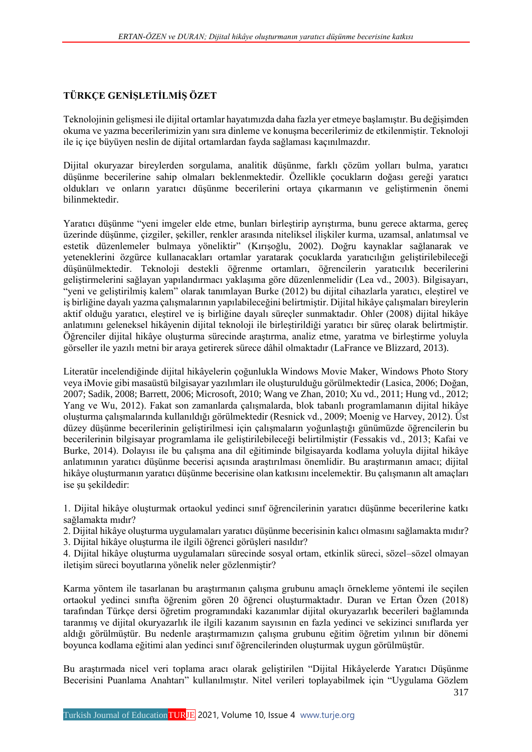## TÜRKÇE GENİŞLETİLMİŞ ÖZET

Teknolojinin gelişmesi ile dijital ortamlar hayatımızda daha fazla yer etmeye başlamıştır. Bu değişimden okuma ve yazma becerilerimizin yanı sıra dinleme ve konuşma becerilerimiz de etkilenmiştir. Teknoloji ile iç içe büyüyen neslin de dijital ortamlardan fayda sağlaması kaçınılmazdır.

Dijital okuryazar bireylerden sorgulama, analitik düşünme, farklı çözüm yolları bulma, yaratıcı düşünme becerilerine sahip olmaları beklenmektedir. Özellikle çocukların doğası gereği yaratıcı oldukları ve onların yaratıcı düşünme becerilerini ortaya çıkarmanın ve geliştirmenin önemi bilinmektedir.

Yaratıcı düşünme "yeni imgeler elde etme, bunları birleştirip ayrıştırma, bunu gerece aktarma, gereç üzerinde düşünme, çizgiler, şekiller, renkler arasında niteliksel ilişkiler kurma, uzamsal, anlatımsal ve estetik düzenlemeler bulmaya yöneliktir" (Kırışoğlu, 2002). Doğru kaynaklar sağlanarak ve yeteneklerini özgürce kullanacakları ortamlar yaratarak çocuklarda yaratıcılığın geliştirilebileceği düşünülmektedir. Teknoloji destekli öğrenme ortamları, öğrencilerin yaratıcılık becerilerini geliştirmelerini sağlayan yapılandırmacı yaklaşıma göre düzenlenmelidir (Lea vd., 2003). Bilgisayarı, "yeni ve geliştirilmiş kalem" olarak tanımlayan Burke (2012) bu dijital cihazlarla yaratıcı, eleştirel ve iş birliğine dayalı yazma çalışmalarının yapılabileceğini belirtmiştir. Dijital hikâye çalışmaları bireylerin aktif olduğu yaratıcı, eleştirel ve iş birliğine dayalı süreçler sunmaktadır. Ohler (2008) dijital hikâye anlatımını geleneksel hikâyenin dijital teknoloji ile birleştirildiği yaratıcı bir süreç olarak belirtmiştir. Öğrenciler dijital hikâye oluşturma sürecinde araştırma, analiz etme, yaratma ve birleştirme yoluyla görseller ile yazılı metni bir araya getirerek sürece dâhil olmaktadır (LaFrance ve Blizzard, 2013).

Literatür incelendiğinde dijital hikâyelerin çoğunlukla Windows Movie Maker, Windows Photo Story veya iMovie gibi masaüstü bilgisayar yazılımları ile oluşturulduğu görülmektedir (Lasica, 2006; Doğan, 2007; Sadik, 2008; Barrett, 2006; Microsoft, 2010; Wang ve Zhan, 2010; Xu vd., 2011; Hung vd., 2012; Yang ve Wu, 2012). Fakat son zamanlarda çalışmalarda, blok tabanlı programlamanın dijital hikâye oluşturma çalışmalarında kullanıldığı görülmektedir (Resnick vd., 2009; Moenig ve Harvey, 2012). Üst düzey düşünme becerilerinin geliştirilmesi için çalışmaların yoğunlaştığı günümüzde öğrencilerin bu becerilerinin bilgisayar programlama ile geliştirilebileceği belirtilmiştir (Fessakis vd., 2013; Kafai ve Burke, 2014). Dolayısı ile bu çalışma ana dil eğitiminde bilgisayarda kodlama yoluyla dijital hikâye anlatımının yaratıcı düşünme becerisi açısında araştırılması önemlidir. Bu araştırmanın amacı; dijital hikâye oluşturmanın yaratıcı düşünme becerisine olan katkısını incelemektir. Bu çalışmanın alt amaçları ise şu şekildedir:

1. Dijital hikâye oluşturmak ortaokul yedinci sınıf öğrencilerinin yaratıcı düşünme becerilerine katkı sağlamakta mıdır?
2. Dijital hikâye oluşturma uygulamaları yaratıcı düşünme becerisinin kalıcı olmasını sağlamakta mıdır?
3. Dijital hikâye oluşturma ile ilgili öğrenci görüşleri nasıldır?
4. Dijital hikâye oluşturma uygulamaları sürecinde sosyal ortam, etkinlik süreci, sözel–sözel olmayan iletişim süreci boyutlarına yönelik neler gözlenmiştir?

Karma yöntem ile tasarlanan bu araştırmanın çalışma grubunu amaçlı örnekleme yöntemi ile seçilen ortaokul yedinci sınıfta öğrenim gören 20 öğrenci oluşturmaktadır. Duran ve Ertan Özen (2018) tarafından Türkçe dersi öğretim programındaki kazanımlar dijital okuryazarlık becerileri bağlamında taranmış ve dijital okuryazarlık ile ilgili kazanım sayısının en fazla yedinci ve sekizinci sınıflarda yer aldığı görülmüştür. Bu nedenle araştırmamızın çalışma grubunu eğitim öğretim yılının bir dönemi boyunca kodlama eğitimi alan yedinci sınıf öğrencilerinden oluşturmak uygun görülmüştür.

Bu araştırmada nicel veri toplama aracı olarak geliştirilen "Dijital Hikâyelerde Yaratıcı Düşünme Becerisini Puanlama Anahtarı" kullanılmıştır. Nitel verileri toplayabilmek için "Uygulama Gözlem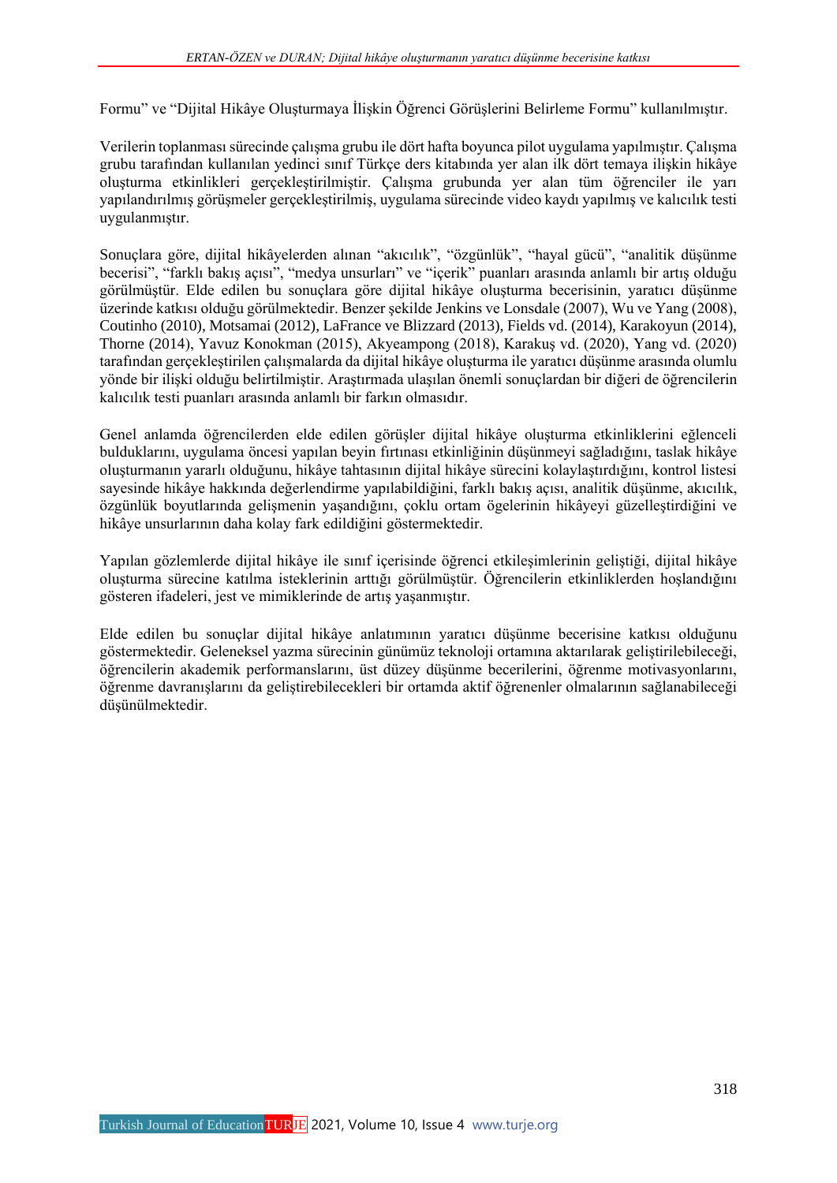Formu" ve "Dijital Hikâye Oluşturmaya İlişkin Öğrenci Görüşlerini Belirleme Formu" kullanılmıştır.

Verilerin toplanması sürecinde çalışma grubu ile dört hafta boyunca pilot uygulama yapılmıştır. Çalışma grubu tarafından kullanılan yedinci sınıf Türkçe ders kitabında yer alan ilk dört temaya ilişkin hikâye oluşturma etkinlikleri gerçekleştirilmiştir. Çalışma grubunda yer alan tüm öğrenciler ile yarı yapılandırılmış görüşmeler gerçekleştirilmiş, uygulama sürecinde video kaydı yapılmış ve kalıcılık testi uygulanmıştır.

Sonuçlara göre, dijital hikâyelerden alınan "akıcılık", "özgünlük", "hayal gücü", "analitik düşünme becerisi", "farklı bakış açısı", "medya unsurları" ve "içerik" puanları arasında anlamlı bir artış olduğu görülmüştür. Elde edilen bu sonuçlara göre dijital hikâye oluşturma becerisinin, yaratıcı düşünme üzerinde katkısı olduğu görülmektedir. Benzer şekilde Jenkins ve Lonsdale (2007), Wu ve Yang (2008), Coutinho (2010), Motsamai (2012), LaFrance ve Blizzard (2013), Fields vd. (2014), Karakoyun (2014), Thorne (2014), Yavuz Konokman (2015), Akyeampong (2018), Karakuş vd. (2020), Yang vd. (2020) tarafından gerçekleştirilen çalışmalarda da dijital hikâye oluşturma ile yaratıcı düşünme arasında olumlu yönde bir ilişki olduğu belirtilmiştir. Araştırmada ulaşılan önemli sonuçlardan bir diğeri de öğrencilerin kalıcılık testi puanları arasında anlamlı bir farkın olmasıdır.

Genel anlamda öğrencilerden elde edilen görüşler dijital hikâye oluşturma etkinliklerini eğlenceli bulduklarını, uygulama öncesi yapılan beyin fırtınası etkinliğinin düşünmeyi sağladığını, taslak hikâye oluşturmanın yararlı olduğunu, hikâye tahtasının dijital hikâye sürecini kolaylaştırdığını, kontrol listesi sayesinde hikâye hakkında değerlendirme yapılabildiğini, farklı bakış açısı, analitik düşünme, akıcılık, özgünlük boyutlarında gelişmenin yaşandığını, çoklu ortam ögelerinin hikâyeyi güzelleştirdiğini ve hikâye unsurlarının daha kolay fark edildiğini göstermektedir.

Yapılan gözlemlerde dijital hikâye ile sınıf içerisinde öğrenci etkileşimlerinin geliştiği, dijital hikâye oluşturma sürecine katılma isteklerinin arttığı görülmüştür. Öğrencilerin etkinliklerden hoşlandığını gösteren ifadeleri, jest ve mimiklerinde de artış yaşanmıştır.

Elde edilen bu sonuçlar dijital hikâye anlatımının yaratıcı düşünme becerisine katkısı olduğunu göstermektedir. Geleneksel yazma sürecinin günümüz teknoloji ortamına aktarılarak geliştirilebileceği, öğrencilerin akademik performanslarını, üst düzey düşünme becerilerini, öğrenme motivasyonlarını, öğrenme davranışlarını da geliştirebilecekleri bir ortamda aktif öğrenenler olmalarının sağlanabileceği düşünülmektedir.